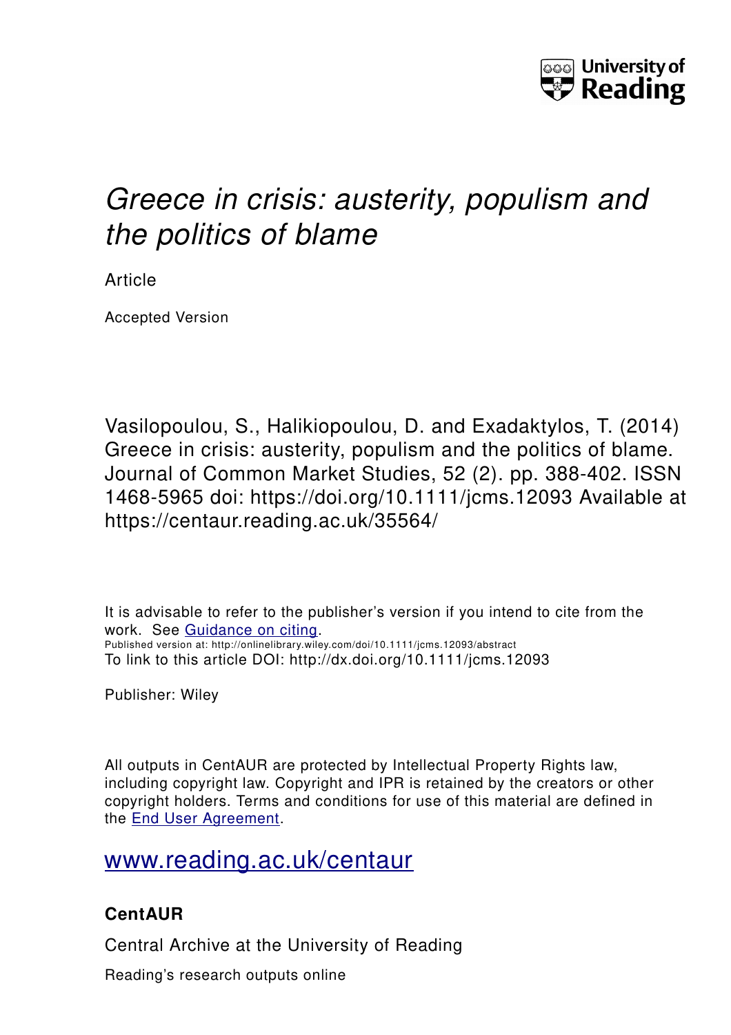University of Reading

# *Greece in crisis: austerity, populism and the politics of blame*

Article

Accepted Version

Vasilopoulou, S., Halikiopoulou, D. and Exadaktylos, T. (2014) Greece in crisis: austerity, populism and the politics of blame. Journal of Common Market Studies, 52 (2). pp. 388-402. ISSN 1468-5965 doi: https://doi.org/10.1111/jcms.12093 Available at https://centaur.reading.ac.uk/35564/

It is advisable to refer to the publisher's version if you intend to cite from the work. See [Guidance on citing](#).
Published version at: http://onlinelibrary.wiley.com/doi/10.1111/jcms.12093/abstract
To link to this article DOI: http://dx.doi.org/10.1111/jcms.12093

Publisher: Wiley

All outputs in CentAUR are protected by Intellectual Property Rights law, including copyright law. Copyright and IPR is retained by the creators or other copyright holders. Terms and conditions for use of this material are defined in the [End User Agreement](#).

[www.reading.ac.uk/centaur](www.reading.ac.uk/centaur)

## CentAUR

Central Archive at the University of Reading

Reading's research outputs online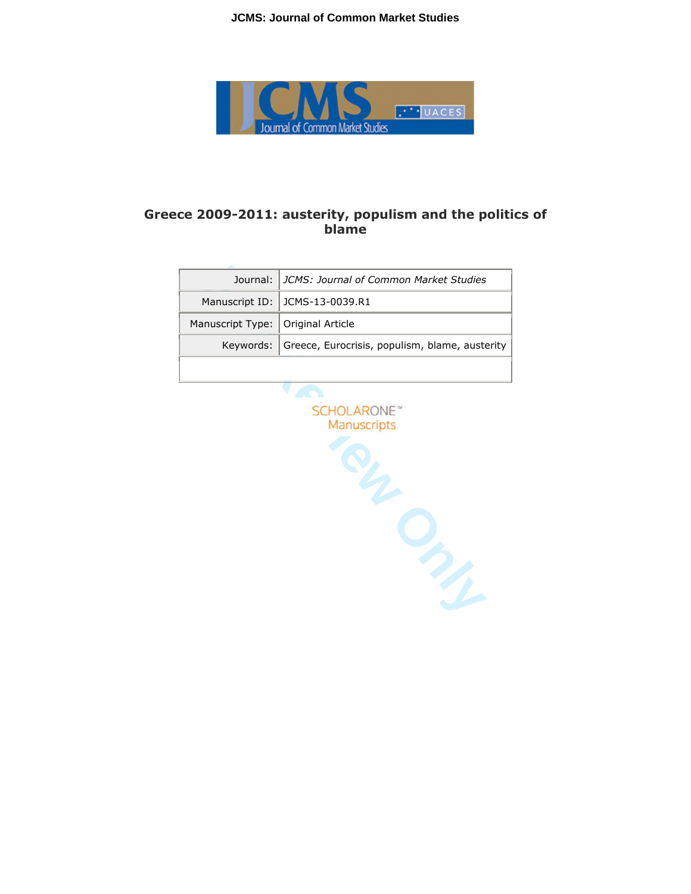# Greece 2009-2011: austerity, populism and the politics of blame

| | |
|---|---|
| Journal: | *JCMS: Journal of Common Market Studies* |
| Manuscript ID: | JCMS-13-0039.R1 |
| Manuscript Type: | Original Article |
| Keywords: | Greece, Eurocrisis, populism, blame, austerity |
| | |

SCHOLARONE™
Manuscripts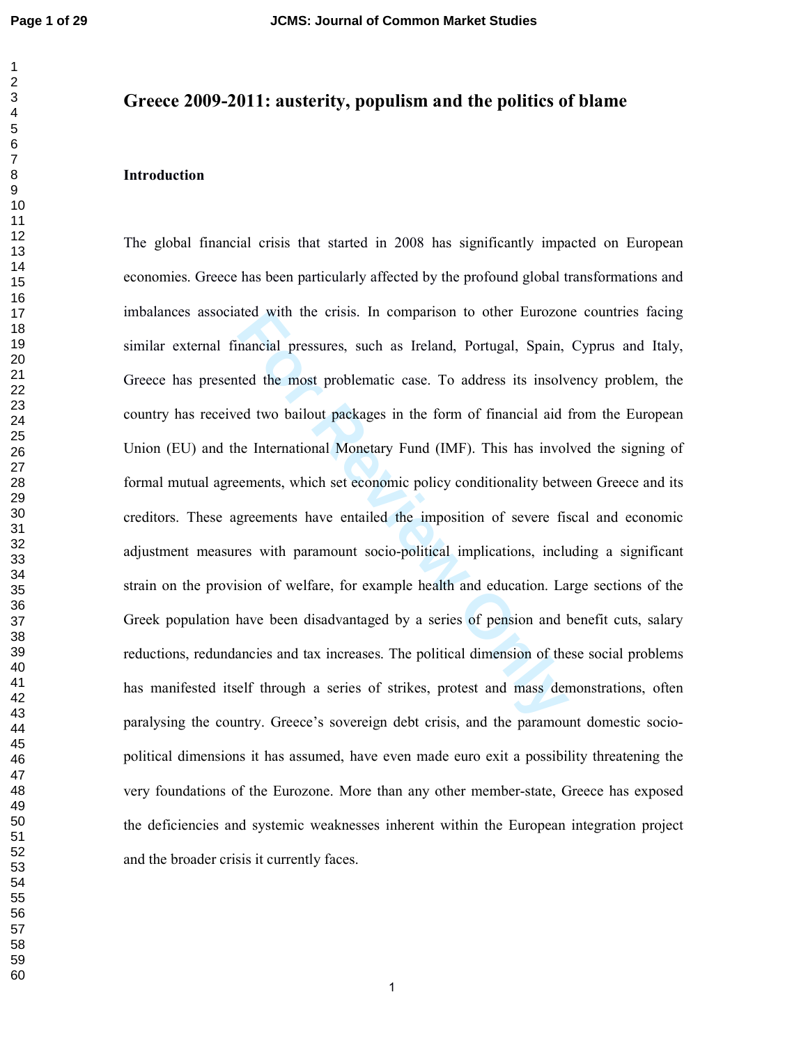# Greece 2009-2011: austerity, populism and the politics of blame

## Introduction

The global financial crisis that started in 2008 has significantly impacted on European economies. Greece has been particularly affected by the profound global transformations and imbalances associated with the crisis. In comparison to other Eurozone countries facing similar external financial pressures, such as Ireland, Portugal, Spain, Cyprus and Italy, Greece has presented the most problematic case. To address its insolvency problem, the country has received two bailout packages in the form of financial aid from the European Union (EU) and the International Monetary Fund (IMF). This has involved the signing of formal mutual agreements, which set economic policy conditionality between Greece and its creditors. These agreements have entailed the imposition of severe fiscal and economic adjustment measures with paramount socio-political implications, including a significant strain on the provision of welfare, for example health and education. Large sections of the Greek population have been disadvantaged by a series of pension and benefit cuts, salary reductions, redundancies and tax increases. The political dimension of these social problems has manifested itself through a series of strikes, protest and mass demonstrations, often paralysing the country. Greece's sovereign debt crisis, and the paramount domestic socio-political dimensions it has assumed, have even made euro exit a possibility threatening the very foundations of the Eurozone. More than any other member-state, Greece has exposed the deficiencies and systemic weaknesses inherent within the European integration project and the broader crisis it currently faces.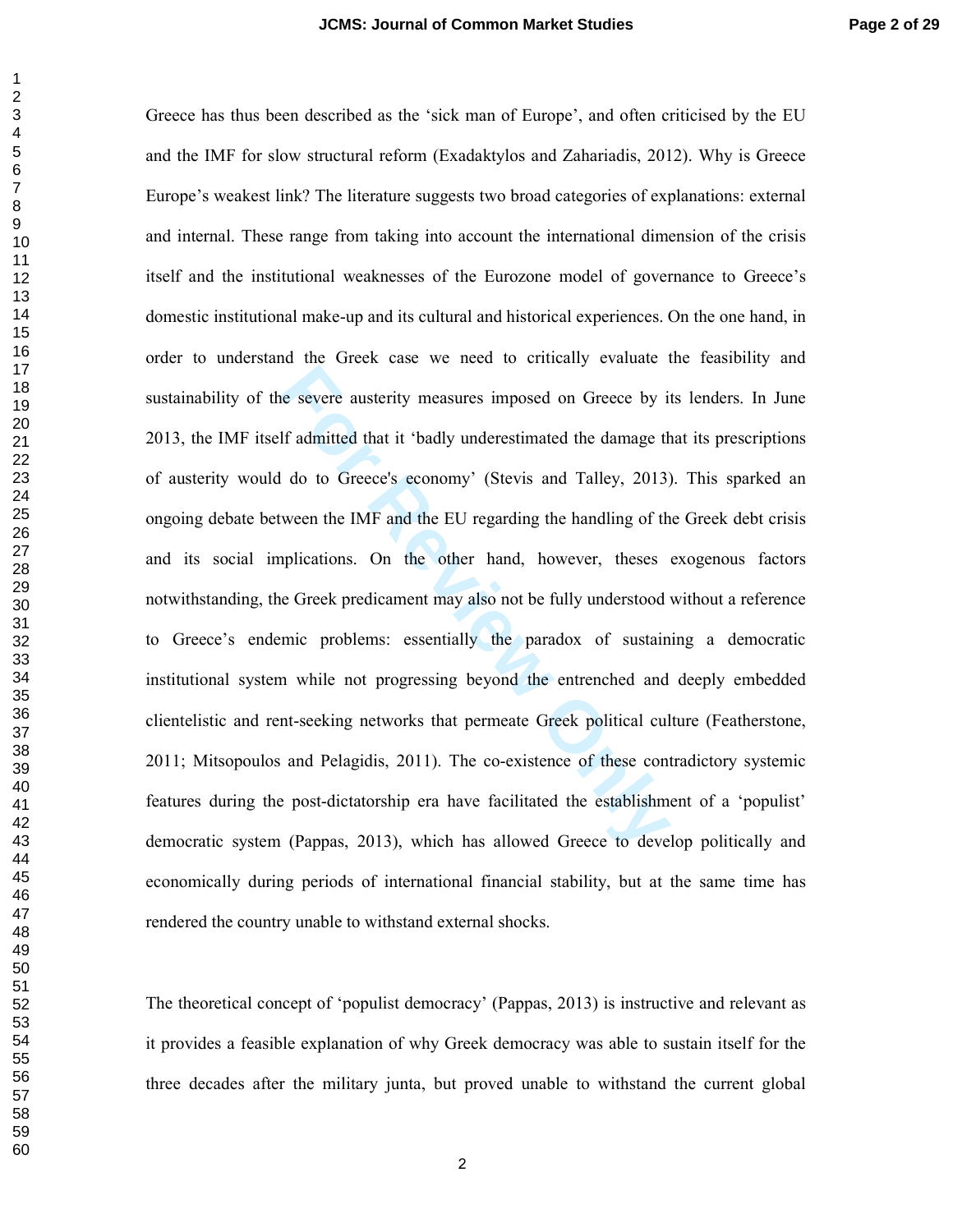Greece has thus been described as the 'sick man of Europe', and often criticised by the EU and the IMF for slow structural reform (Exadaktylos and Zahariadis, 2012). Why is Greece Europe's weakest link? The literature suggests two broad categories of explanations: external and internal. These range from taking into account the international dimension of the crisis itself and the institutional weaknesses of the Eurozone model of governance to Greece's domestic institutional make-up and its cultural and historical experiences. On the one hand, in order to understand the Greek case we need to critically evaluate the feasibility and sustainability of the severe austerity measures imposed on Greece by its lenders. In June 2013, the IMF itself admitted that it 'badly underestimated the damage that its prescriptions of austerity would do to Greece's economy' (Stevis and Talley, 2013). This sparked an ongoing debate between the IMF and the EU regarding the handling of the Greek debt crisis and its social implications. On the other hand, however, theses exogenous factors notwithstanding, the Greek predicament may also not be fully understood without a reference to Greece's endemic problems: essentially the paradox of sustaining a democratic institutional system while not progressing beyond the entrenched and deeply embedded clientelistic and rent-seeking networks that permeate Greek political culture (Featherstone, 2011; Mitsopoulos and Pelagidis, 2011). The co-existence of these contradictory systemic features during the post-dictatorship era have facilitated the establishment of a 'populist' democratic system (Pappas, 2013), which has allowed Greece to develop politically and economically during periods of international financial stability, but at the same time has rendered the country unable to withstand external shocks.

The theoretical concept of 'populist democracy' (Pappas, 2013) is instructive and relevant as it provides a feasible explanation of why Greek democracy was able to sustain itself for the three decades after the military junta, but proved unable to withstand the current global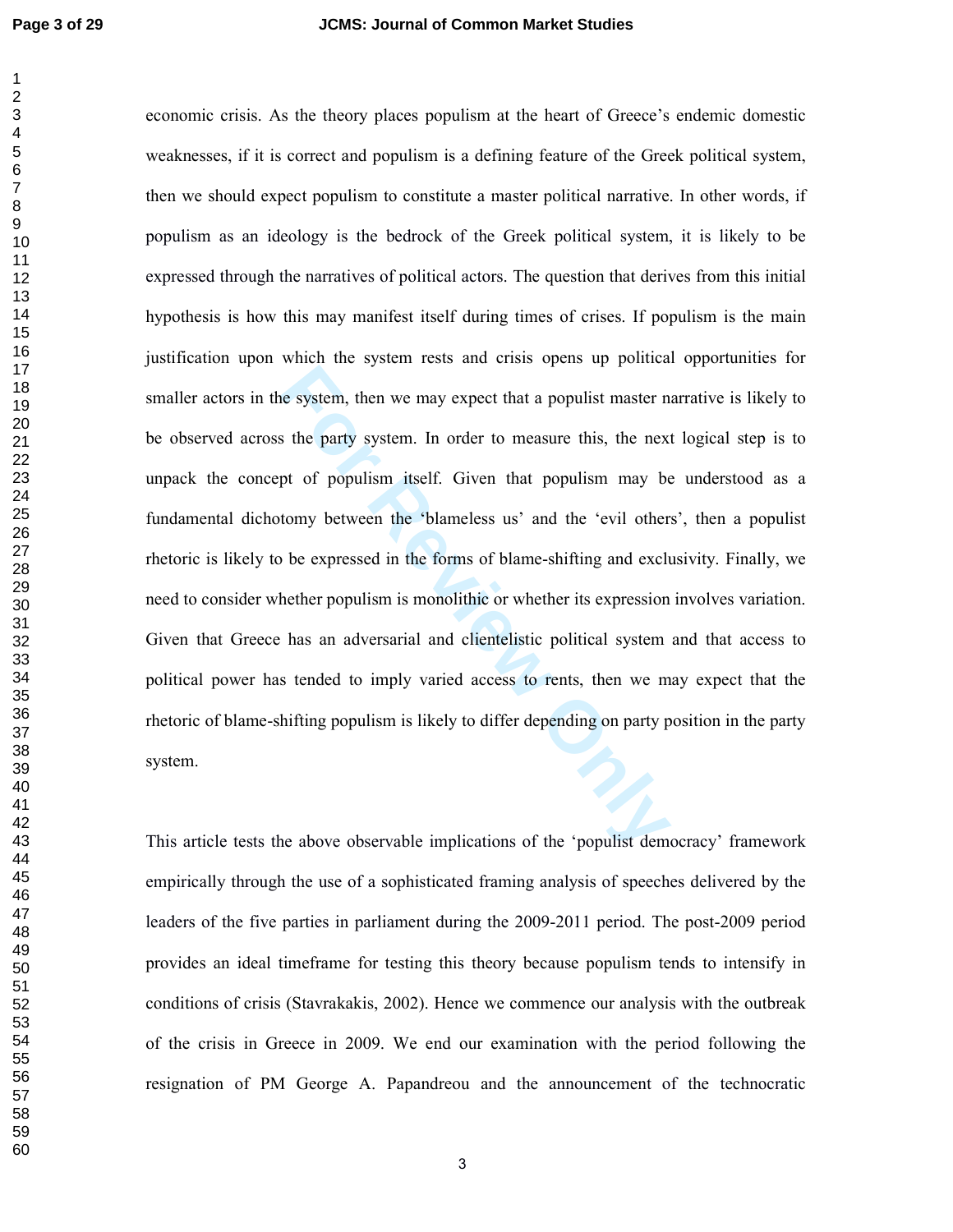economic crisis. As the theory places populism at the heart of Greece's endemic domestic weaknesses, if it is correct and populism is a defining feature of the Greek political system, then we should expect populism to constitute a master political narrative. In other words, if populism as an ideology is the bedrock of the Greek political system, it is likely to be expressed through the narratives of political actors. The question that derives from this initial hypothesis is how this may manifest itself during times of crises. If populism is the main justification upon which the system rests and crisis opens up political opportunities for smaller actors in the system, then we may expect that a populist master narrative is likely to be observed across the party system. In order to measure this, the next logical step is to unpack the concept of populism itself. Given that populism may be understood as a fundamental dichotomy between the 'blameless us' and the 'evil others', then a populist rhetoric is likely to be expressed in the forms of blame-shifting and exclusivity. Finally, we need to consider whether populism is monolithic or whether its expression involves variation. Given that Greece has an adversarial and clientelistic political system and that access to political power has tended to imply varied access to rents, then we may expect that the rhetoric of blame-shifting populism is likely to differ depending on party position in the party system.

This article tests the above observable implications of the 'populist democracy' framework empirically through the use of a sophisticated framing analysis of speeches delivered by the leaders of the five parties in parliament during the 2009-2011 period. The post-2009 period provides an ideal timeframe for testing this theory because populism tends to intensify in conditions of crisis (Stavrakakis, 2002). Hence we commence our analysis with the outbreak of the crisis in Greece in 2009. We end our examination with the period following the resignation of PM George A. Papandreou and the announcement of the technocratic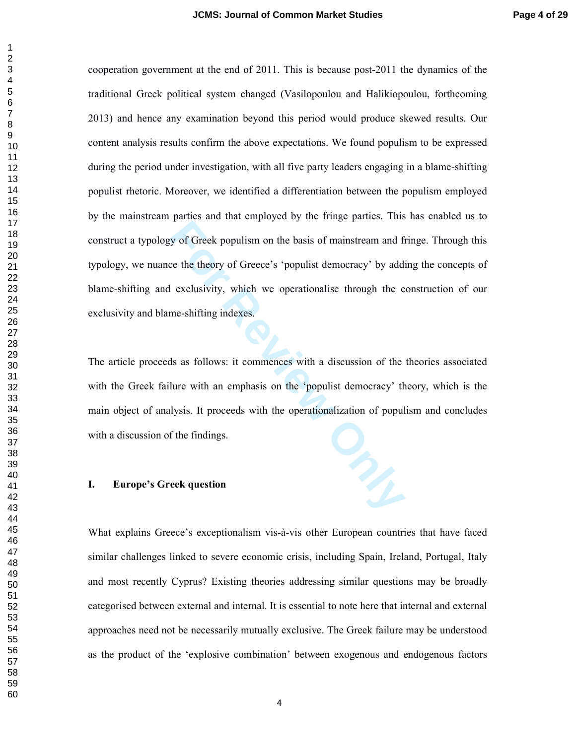cooperation government at the end of 2011. This is because post-2011 the dynamics of the traditional Greek political system changed (Vasilopoulou and Halikiopoulou, forthcoming 2013) and hence any examination beyond this period would produce skewed results. Our content analysis results confirm the above expectations. We found populism to be expressed during the period under investigation, with all five party leaders engaging in a blame-shifting populist rhetoric. Moreover, we identified a differentiation between the populism employed by the mainstream parties and that employed by the fringe parties. This has enabled us to construct a typology of Greek populism on the basis of mainstream and fringe. Through this typology, we nuance the theory of Greece's 'populist democracy' by adding the concepts of blame-shifting and exclusivity, which we operationalise through the construction of our exclusivity and blame-shifting indexes.

The article proceeds as follows: it commences with a discussion of the theories associated with the Greek failure with an emphasis on the 'populist democracy' theory, which is the main object of analysis. It proceeds with the operationalization of populism and concludes with a discussion of the findings.

## I. Europe's Greek question

What explains Greece's exceptionalism vis-à-vis other European countries that have faced similar challenges linked to severe economic crisis, including Spain, Ireland, Portugal, Italy and most recently Cyprus? Existing theories addressing similar questions may be broadly categorised between external and internal. It is essential to note here that internal and external approaches need not be necessarily mutually exclusive. The Greek failure may be understood as the product of the 'explosive combination' between exogenous and endogenous factors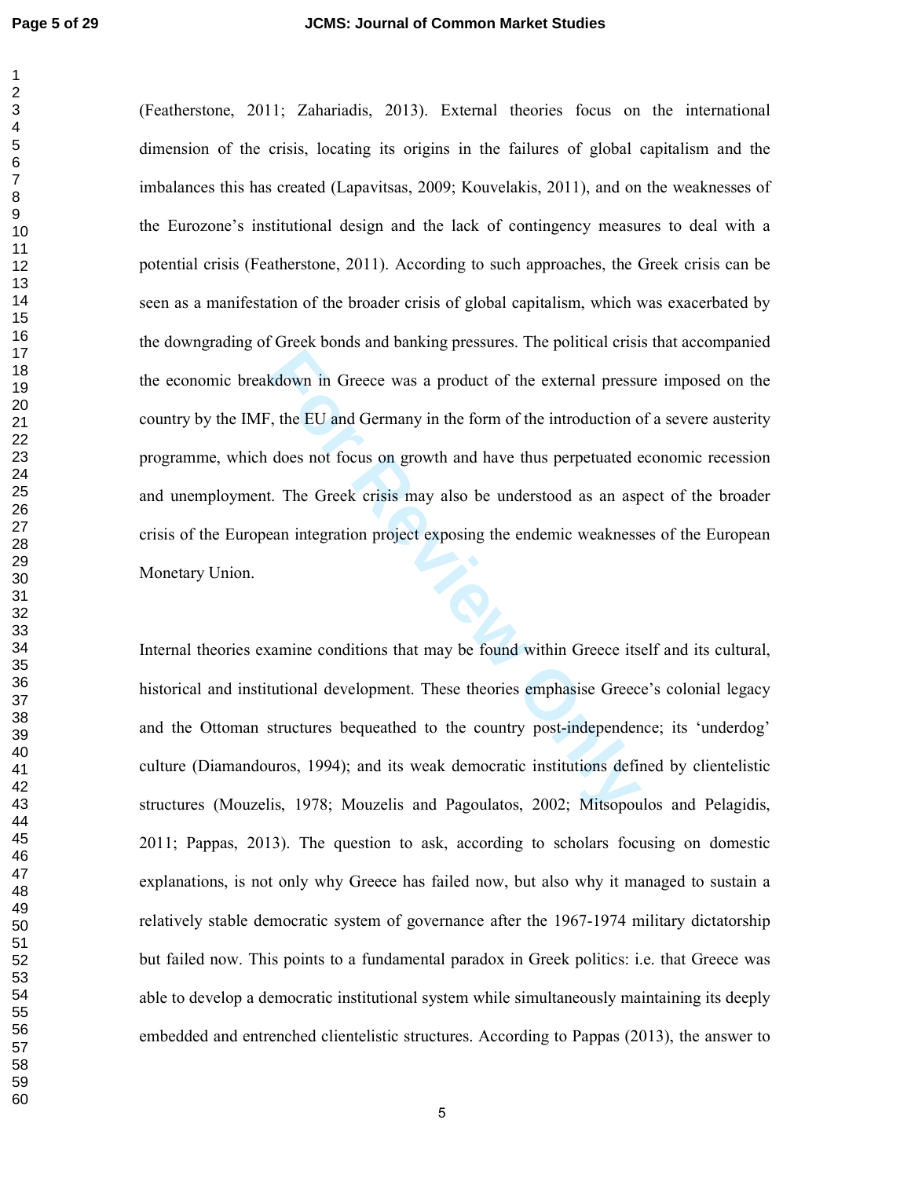(Featherstone, 2011; Zahariadis, 2013). External theories focus on the international dimension of the crisis, locating its origins in the failures of global capitalism and the imbalances this has created (Lapavitsas, 2009; Kouvelakis, 2011), and on the weaknesses of the Eurozone's institutional design and the lack of contingency measures to deal with a potential crisis (Featherstone, 2011). According to such approaches, the Greek crisis can be seen as a manifestation of the broader crisis of global capitalism, which was exacerbated by the downgrading of Greek bonds and banking pressures. The political crisis that accompanied the economic breakdown in Greece was a product of the external pressure imposed on the country by the IMF, the EU and Germany in the form of the introduction of a severe austerity programme, which does not focus on growth and have thus perpetuated economic recession and unemployment. The Greek crisis may also be understood as an aspect of the broader crisis of the European integration project exposing the endemic weaknesses of the European Monetary Union.

Internal theories examine conditions that may be found within Greece itself and its cultural, historical and institutional development. These theories emphasise Greece's colonial legacy and the Ottoman structures bequeathed to the country post-independence; its 'underdog' culture (Diamandouros, 1994); and its weak democratic institutions defined by clientelistic structures (Mouzelis, 1978; Mouzelis and Pagoulatos, 2002; Mitsopoulos and Pelagidis, 2011; Pappas, 2013). The question to ask, according to scholars focusing on domestic explanations, is not only why Greece has failed now, but also why it managed to sustain a relatively stable democratic system of governance after the 1967-1974 military dictatorship but failed now. This points to a fundamental paradox in Greek politics: i.e. that Greece was able to develop a democratic institutional system while simultaneously maintaining its deeply embedded and entrenched clientelistic structures. According to Pappas (2013), the answer to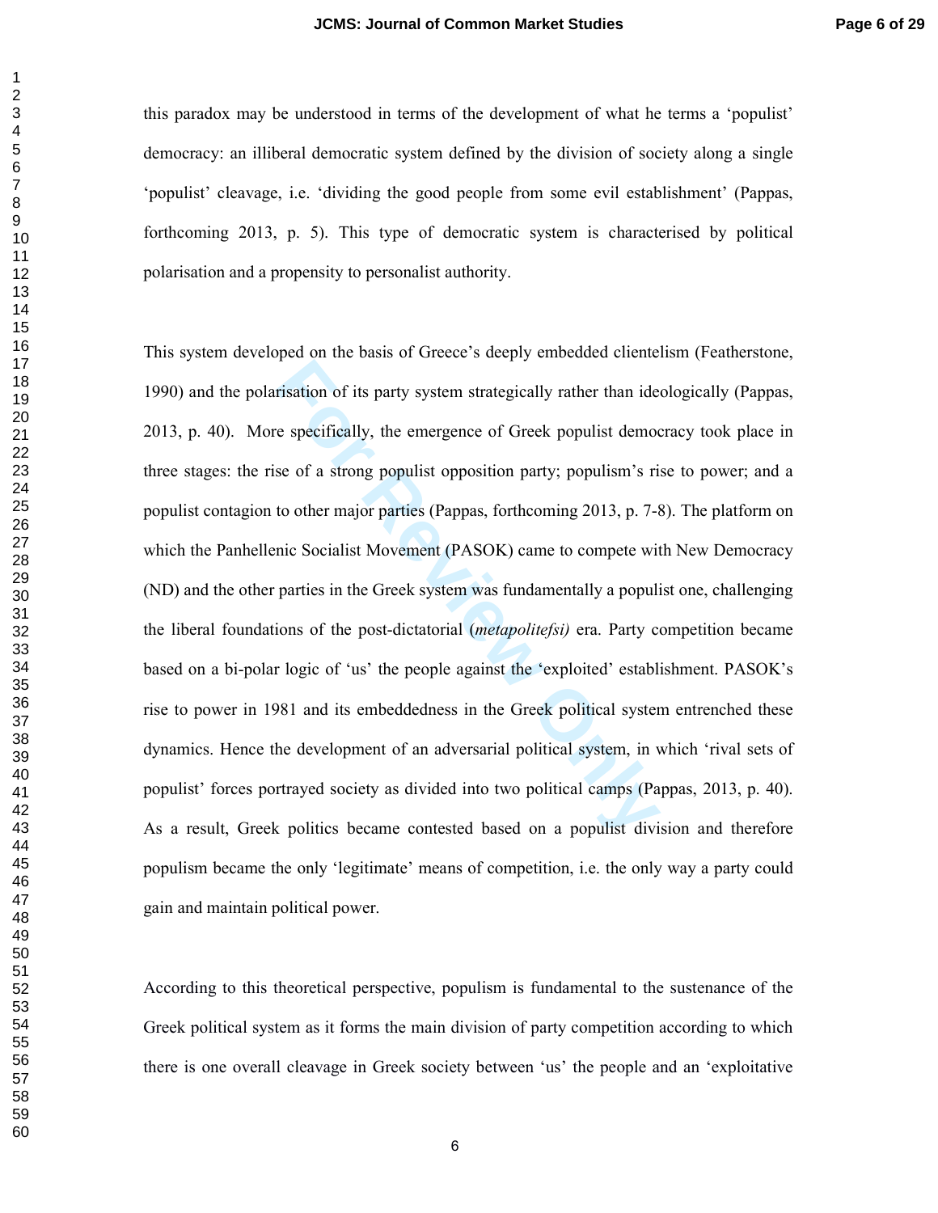this paradox may be understood in terms of the development of what he terms a 'populist' democracy: an illiberal democratic system defined by the division of society along a single 'populist' cleavage, i.e. 'dividing the good people from some evil establishment' (Pappas, forthcoming 2013, p. 5). This type of democratic system is characterised by political polarisation and a propensity to personalist authority.

This system developed on the basis of Greece's deeply embedded clientelism (Featherstone, 1990) and the polarisation of its party system strategically rather than ideologically (Pappas, 2013, p. 40). More specifically, the emergence of Greek populist democracy took place in three stages: the rise of a strong populist opposition party; populism's rise to power; and a populist contagion to other major parties (Pappas, forthcoming 2013, p. 7-8). The platform on which the Panhellenic Socialist Movement (PASOK) came to compete with New Democracy (ND) and the other parties in the Greek system was fundamentally a populist one, challenging the liberal foundations of the post-dictatorial (*metapolitefsi)* era. Party competition became based on a bi-polar logic of 'us' the people against the 'exploited' establishment. PASOK's rise to power in 1981 and its embeddedness in the Greek political system entrenched these dynamics. Hence the development of an adversarial political system, in which 'rival sets of populist' forces portrayed society as divided into two political camps (Pappas, 2013, p. 40). As a result, Greek politics became contested based on a populist division and therefore populism became the only 'legitimate' means of competition, i.e. the only way a party could gain and maintain political power.

According to this theoretical perspective, populism is fundamental to the sustenance of the Greek political system as it forms the main division of party competition according to which there is one overall cleavage in Greek society between 'us' the people and an 'exploitative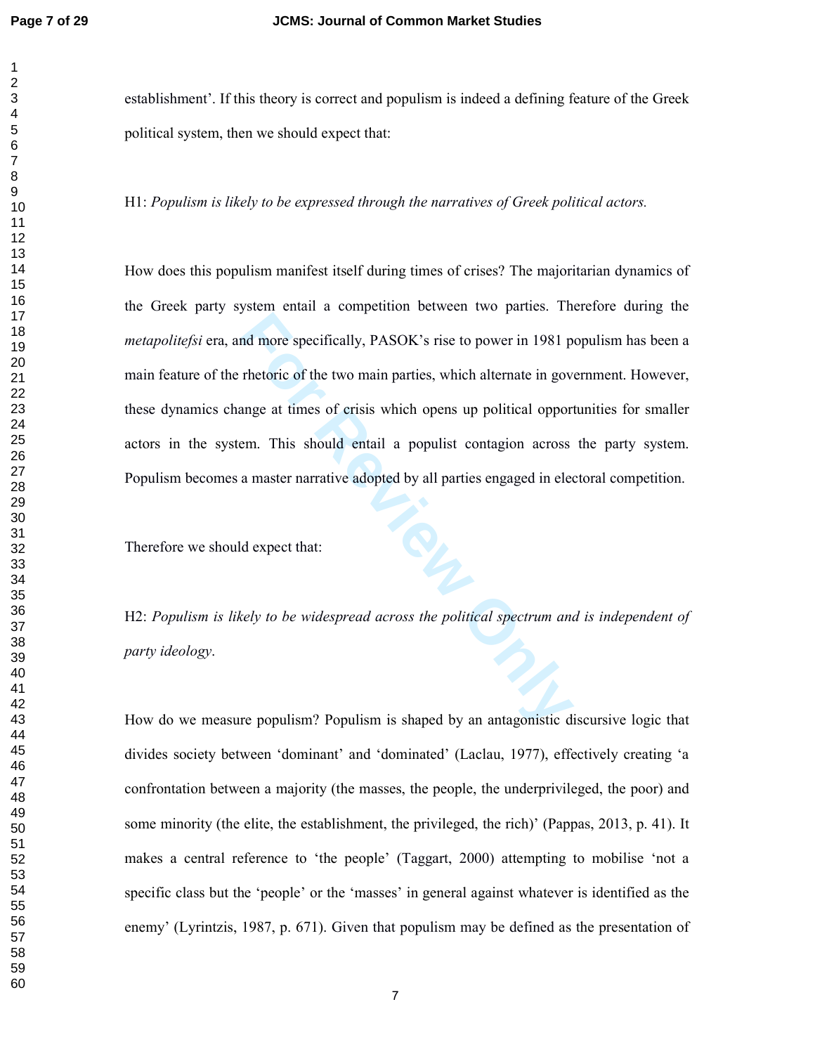establishment'. If this theory is correct and populism is indeed a defining feature of the Greek political system, then we should expect that:

H1: *Populism is likely to be expressed through the narratives of Greek political actors.*

How does this populism manifest itself during times of crises? The majoritarian dynamics of the Greek party system entail a competition between two parties. Therefore during the *metapolitefsi* era, and more specifically, PASOK's rise to power in 1981 populism has been a main feature of the rhetoric of the two main parties, which alternate in government. However, these dynamics change at times of crisis which opens up political opportunities for smaller actors in the system. This should entail a populist contagion across the party system. Populism becomes a master narrative adopted by all parties engaged in electoral competition.

Therefore we should expect that:

H2: *Populism is likely to be widespread across the political spectrum and is independent of party ideology*.

How do we measure populism? Populism is shaped by an antagonistic discursive logic that divides society between 'dominant' and 'dominated' (Laclau, 1977), effectively creating 'a confrontation between a majority (the masses, the people, the underprivileged, the poor) and some minority (the elite, the establishment, the privileged, the rich)' (Pappas, 2013, p. 41). It makes a central reference to 'the people' (Taggart, 2000) attempting to mobilise 'not a specific class but the 'people' or the 'masses' in general against whatever is identified as the enemy' (Lyrintzis, 1987, p. 671). Given that populism may be defined as the presentation of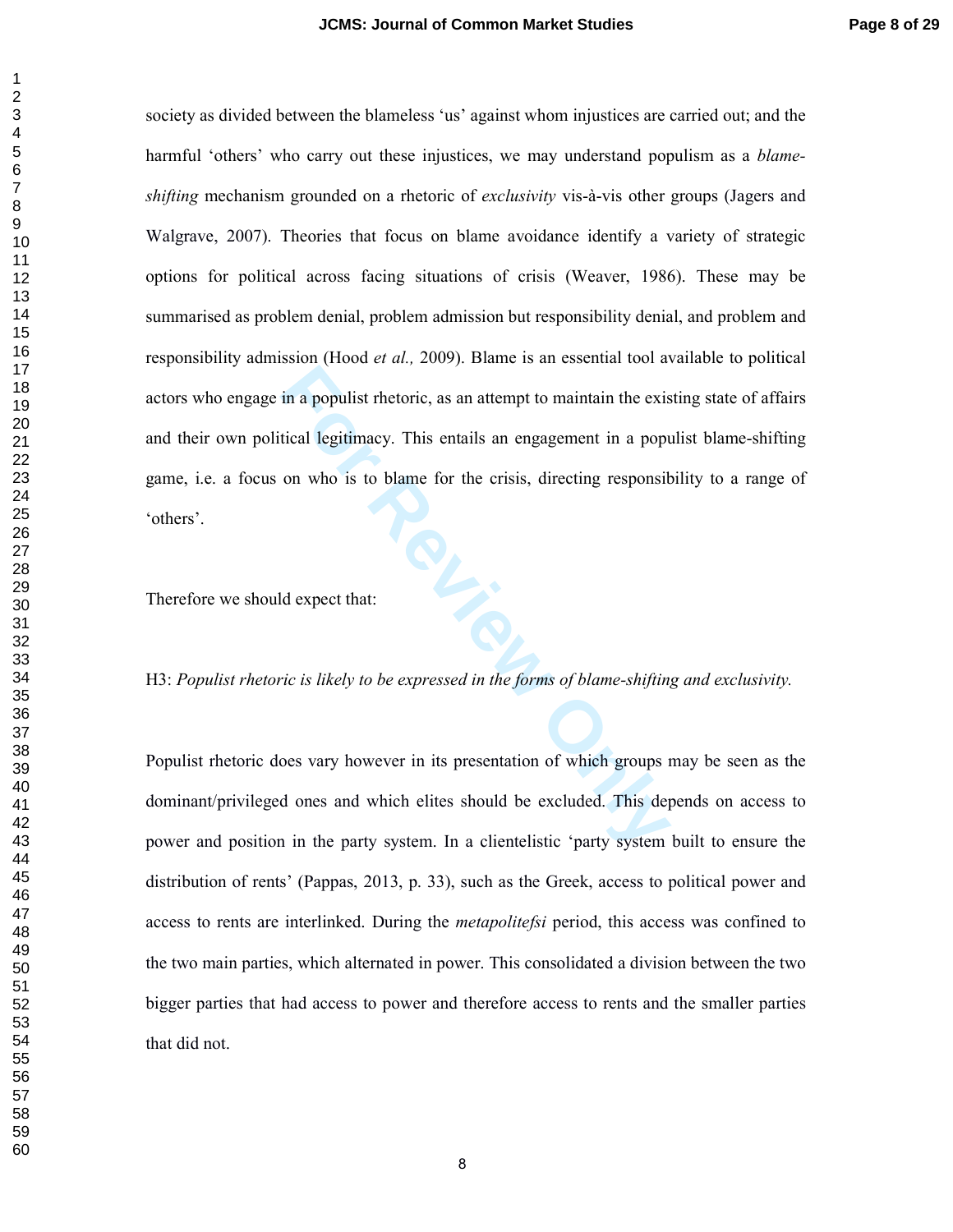society as divided between the blameless 'us' against whom injustices are carried out; and the harmful 'others' who carry out these injustices, we may understand populism as a *blame-shifting* mechanism grounded on a rhetoric of *exclusivity* vis-à-vis other groups (Jagers and Walgrave, 2007). Theories that focus on blame avoidance identify a variety of strategic options for political across facing situations of crisis (Weaver, 1986). These may be summarised as problem denial, problem admission but responsibility denial, and problem and responsibility admission (Hood *et al.,* 2009). Blame is an essential tool available to political actors who engage in a populist rhetoric, as an attempt to maintain the existing state of affairs and their own political legitimacy. This entails an engagement in a populist blame-shifting game, i.e. a focus on who is to blame for the crisis, directing responsibility to a range of 'others'.

Therefore we should expect that:

H3: *Populist rhetoric is likely to be expressed in the forms of blame-shifting and exclusivity.*

Populist rhetoric does vary however in its presentation of which groups may be seen as the dominant/privileged ones and which elites should be excluded. This depends on access to power and position in the party system. In a clientelistic 'party system built to ensure the distribution of rents' (Pappas, 2013, p. 33), such as the Greek, access to political power and access to rents are interlinked. During the *metapolitefsi* period, this access was confined to the two main parties, which alternated in power. This consolidated a division between the two bigger parties that had access to power and therefore access to rents and the smaller parties that did not.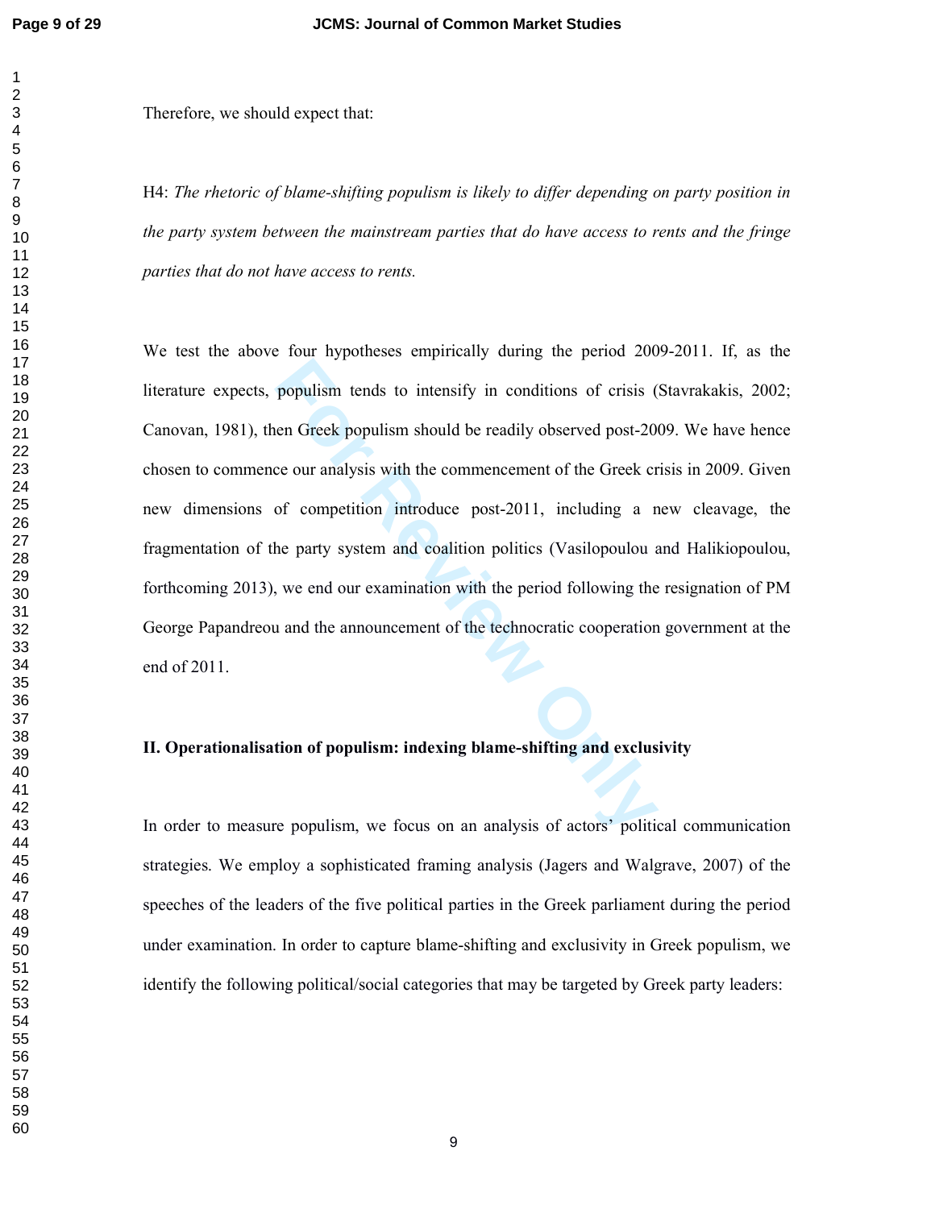Therefore, we should expect that:

H4: *The rhetoric of blame-shifting populism is likely to differ depending on party position in the party system between the mainstream parties that do have access to rents and the fringe parties that do not have access to rents.*

We test the above four hypotheses empirically during the period 2009-2011. If, as the literature expects, populism tends to intensify in conditions of crisis (Stavrakakis, 2002; Canovan, 1981), then Greek populism should be readily observed post-2009. We have hence chosen to commence our analysis with the commencement of the Greek crisis in 2009. Given new dimensions of competition introduce post-2011, including a new cleavage, the fragmentation of the party system and coalition politics (Vasilopoulou and Halikiopoulou, forthcoming 2013), we end our examination with the period following the resignation of PM George Papandreou and the announcement of the technocratic cooperation government at the end of 2011.

## II. Operationalisation of populism: indexing blame-shifting and exclusivity

In order to measure populism, we focus on an analysis of actors' political communication strategies. We employ a sophisticated framing analysis (Jagers and Walgrave, 2007) of the speeches of the leaders of the five political parties in the Greek parliament during the period under examination. In order to capture blame-shifting and exclusivity in Greek populism, we identify the following political/social categories that may be targeted by Greek party leaders: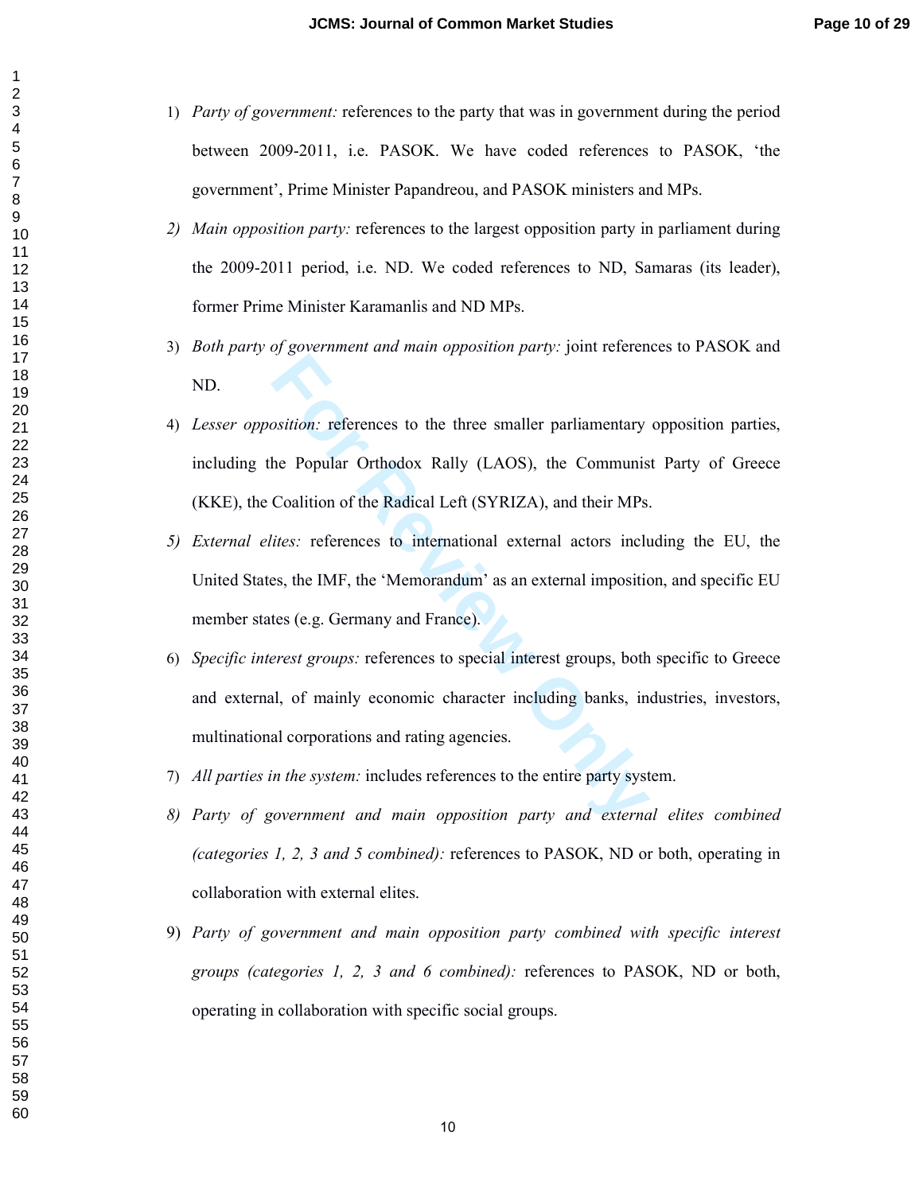1) *Party of government:* references to the party that was in government during the period between 2009-2011, i.e. PASOK. We have coded references to PASOK, 'the government', Prime Minister Papandreou, and PASOK ministers and MPs.

2) *Main opposition party:* references to the largest opposition party in parliament during the 2009-2011 period, i.e. ND. We coded references to ND, Samaras (its leader), former Prime Minister Karamanlis and ND MPs.

3) *Both party of government and main opposition party:* joint references to PASOK and ND.

4) *Lesser opposition:* references to the three smaller parliamentary opposition parties, including the Popular Orthodox Rally (LAOS), the Communist Party of Greece (KKE), the Coalition of the Radical Left (SYRIZA), and their MPs.

5) *External elites:* references to international external actors including the EU, the United States, the IMF, the 'Memorandum' as an external imposition, and specific EU member states (e.g. Germany and France).

6) *Specific interest groups:* references to special interest groups, both specific to Greece and external, of mainly economic character including banks, industries, investors, multinational corporations and rating agencies.

7) *All parties in the system:* includes references to the entire party system.

8) *Party of government and main opposition party and external elites combined (categories 1, 2, 3 and 5 combined):* references to PASOK, ND or both, operating in collaboration with external elites.

9) *Party of government and main opposition party combined with specific interest groups (categories 1, 2, 3 and 6 combined):* references to PASOK, ND or both, operating in collaboration with specific social groups.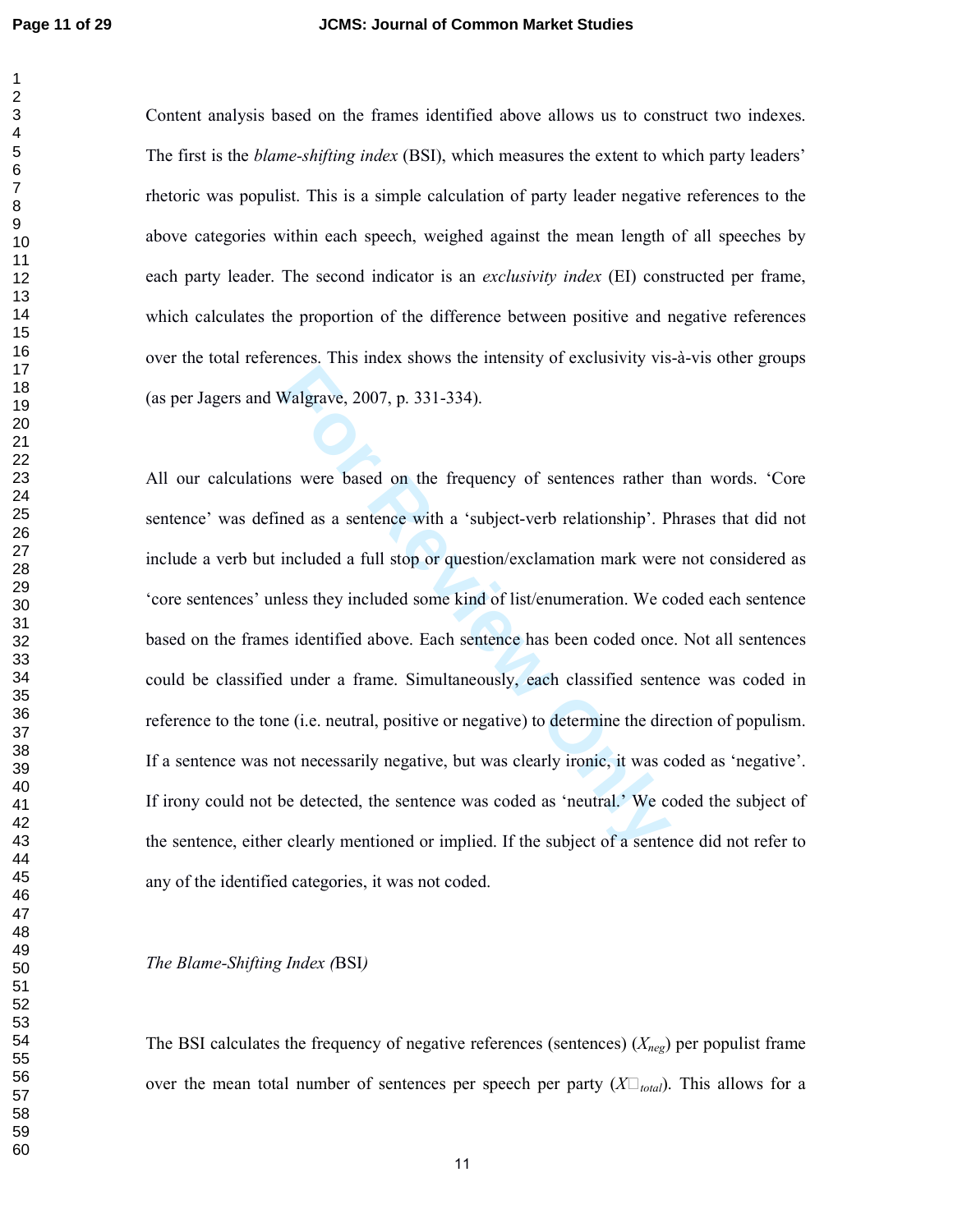Content analysis based on the frames identified above allows us to construct two indexes. The first is the *blame-shifting index* (BSI), which measures the extent to which party leaders' rhetoric was populist. This is a simple calculation of party leader negative references to the above categories within each speech, weighed against the mean length of all speeches by each party leader. The second indicator is an *exclusivity index* (EI) constructed per frame, which calculates the proportion of the difference between positive and negative references over the total references. This index shows the intensity of exclusivity vis-à-vis other groups (as per Jagers and Walgrave, 2007, p. 331-334).

All our calculations were based on the frequency of sentences rather than words. 'Core sentence' was defined as a sentence with a 'subject-verb relationship'. Phrases that did not include a verb but included a full stop or question/exclamation mark were not considered as 'core sentences' unless they included some kind of list/enumeration. We coded each sentence based on the frames identified above. Each sentence has been coded once. Not all sentences could be classified under a frame. Simultaneously, each classified sentence was coded in reference to the tone (i.e. neutral, positive or negative) to determine the direction of populism. If a sentence was not necessarily negative, but was clearly ironic, it was coded as 'negative'. If irony could not be detected, the sentence was coded as 'neutral.' We coded the subject of the sentence, either clearly mentioned or implied. If the subject of a sentence did not refer to any of the identified categories, it was not coded.

*The Blame-Shifting Index (*BSI*)*

The BSI calculates the frequency of negative references (sentences) ($X_{neg}$) per populist frame over the mean total number of sentences per speech per party ($\bar{X}_{total}$). This allows for a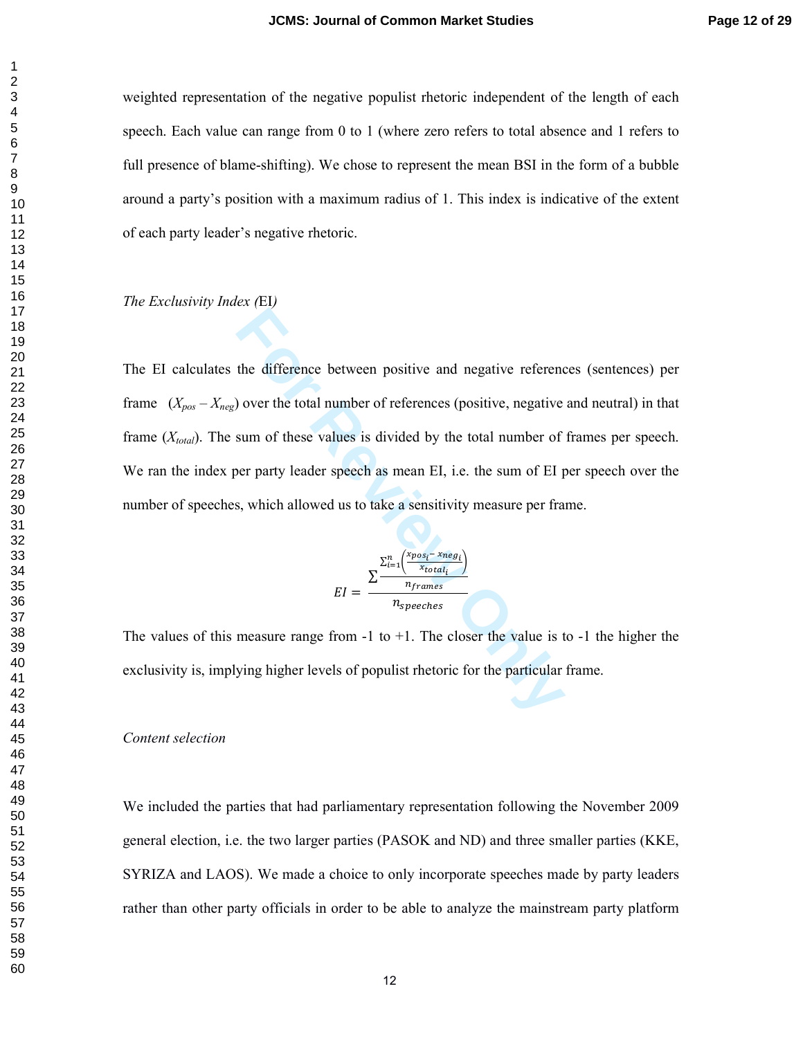weighted representation of the negative populist rhetoric independent of the length of each speech. Each value can range from 0 to 1 (where zero refers to total absence and 1 refers to full presence of blame-shifting). We chose to represent the mean BSI in the form of a bubble around a party's position with a maximum radius of 1. This index is indicative of the extent of each party leader's negative rhetoric.

*The Exclusivity Index (*EI*)*

The EI calculates the difference between positive and negative references (sentences) per frame ($X_{pos} - X_{neg}$) over the total number of references (positive, negative and neutral) in that frame ($X_{total}$). The sum of these values is divided by the total number of frames per speech. We ran the index per party leader speech as mean EI, i.e. the sum of EI per speech over the number of speeches, which allowed us to take a sensitivity measure per frame.

$$EI = \frac{\sum \frac{\sum_{i=1}^{n}\left(\frac{x_{pos_i} - x_{neg_i}}{x_{total_i}}\right)}{n_{frames}}}{n_{speeches}}$$

The values of this measure range from -1 to +1. The closer the value is to -1 the higher the exclusivity is, implying higher levels of populist rhetoric for the particular frame.

*Content selection*

We included the parties that had parliamentary representation following the November 2009 general election, i.e. the two larger parties (PASOK and ND) and three smaller parties (KKE, SYRIZA and LAOS). We made a choice to only incorporate speeches made by party leaders rather than other party officials in order to be able to analyze the mainstream party platform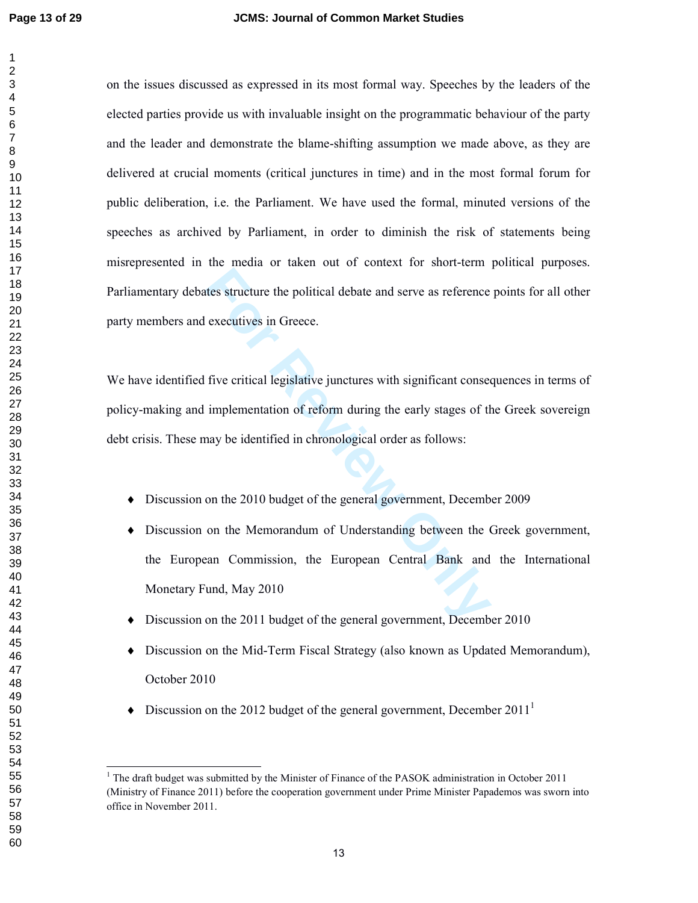on the issues discussed as expressed in its most formal way. Speeches by the leaders of the elected parties provide us with invaluable insight on the programmatic behaviour of the party and the leader and demonstrate the blame-shifting assumption we made above, as they are delivered at crucial moments (critical junctures in time) and in the most formal forum for public deliberation, i.e. the Parliament. We have used the formal, minuted versions of the speeches as archived by Parliament, in order to diminish the risk of statements being misrepresented in the media or taken out of context for short-term political purposes. Parliamentary debates structure the political debate and serve as reference points for all other party members and executives in Greece.

We have identified five critical legislative junctures with significant consequences in terms of policy-making and implementation of reform during the early stages of the Greek sovereign debt crisis. These may be identified in chronological order as follows:

- Discussion on the 2010 budget of the general government, December 2009
- Discussion on the Memorandum of Understanding between the Greek government, the European Commission, the European Central Bank and the International Monetary Fund, May 2010
- Discussion on the 2011 budget of the general government, December 2010
- Discussion on the Mid-Term Fiscal Strategy (also known as Updated Memorandum), October 2010
- Discussion on the 2012 budget of the general government, December 2011[1]

[1] The draft budget was submitted by the Minister of Finance of the PASOK administration in October 2011 (Ministry of Finance 2011) before the cooperation government under Prime Minister Papademos was sworn into office in November 2011.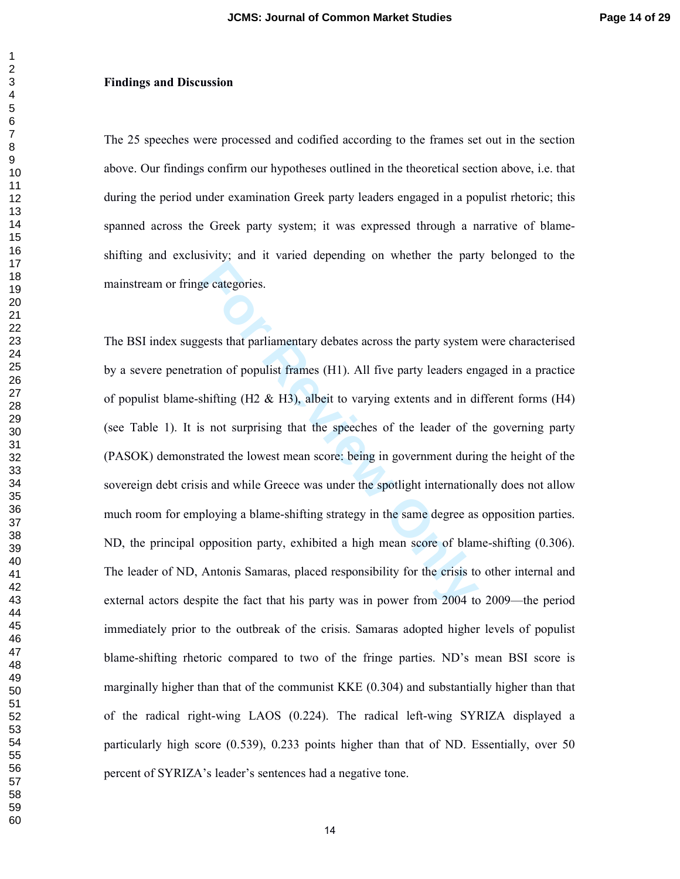**Findings and Discussion**

The 25 speeches were processed and codified according to the frames set out in the section above. Our findings confirm our hypotheses outlined in the theoretical section above, i.e. that during the period under examination Greek party leaders engaged in a populist rhetoric; this spanned across the Greek party system; it was expressed through a narrative of blame-shifting and exclusivity; and it varied depending on whether the party belonged to the mainstream or fringe categories.

The BSI index suggests that parliamentary debates across the party system were characterised by a severe penetration of populist frames (H1). All five party leaders engaged in a practice of populist blame-shifting (H2 & H3), albeit to varying extents and in different forms (H4) (see Table 1). It is not surprising that the speeches of the leader of the governing party (PASOK) demonstrated the lowest mean score: being in government during the height of the sovereign debt crisis and while Greece was under the spotlight internationally does not allow much room for employing a blame-shifting strategy in the same degree as opposition parties. ND, the principal opposition party, exhibited a high mean score of blame-shifting (0.306). The leader of ND, Antonis Samaras, placed responsibility for the crisis to other internal and external actors despite the fact that his party was in power from 2004 to 2009—the period immediately prior to the outbreak of the crisis. Samaras adopted higher levels of populist blame-shifting rhetoric compared to two of the fringe parties. ND's mean BSI score is marginally higher than that of the communist KKE (0.304) and substantially higher than that of the radical right-wing LAOS (0.224). The radical left-wing SYRIZA displayed a particularly high score (0.539), 0.233 points higher than that of ND. Essentially, over 50 percent of SYRIZA's leader's sentences had a negative tone.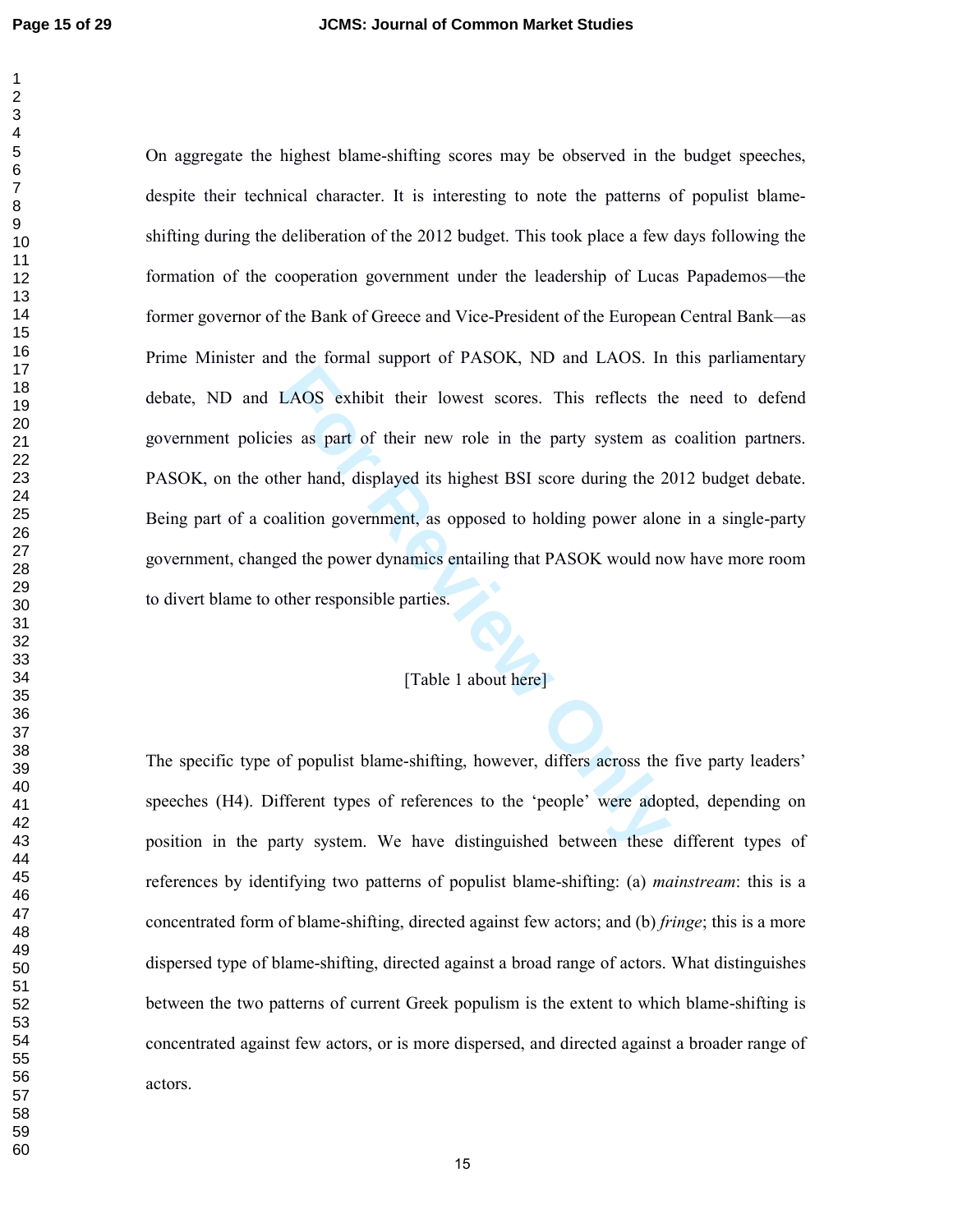On aggregate the highest blame-shifting scores may be observed in the budget speeches, despite their technical character. It is interesting to note the patterns of populist blame-shifting during the deliberation of the 2012 budget. This took place a few days following the formation of the cooperation government under the leadership of Lucas Papademos—the former governor of the Bank of Greece and Vice-President of the European Central Bank—as Prime Minister and the formal support of PASOK, ND and LAOS. In this parliamentary debate, ND and LAOS exhibit their lowest scores. This reflects the need to defend government policies as part of their new role in the party system as coalition partners. PASOK, on the other hand, displayed its highest BSI score during the 2012 budget debate. Being part of a coalition government, as opposed to holding power alone in a single-party government, changed the power dynamics entailing that PASOK would now have more room to divert blame to other responsible parties.

[Table 1 about here]

The specific type of populist blame-shifting, however, differs across the five party leaders' speeches (H4). Different types of references to the 'people' were adopted, depending on position in the party system. We have distinguished between these different types of references by identifying two patterns of populist blame-shifting: (a) *mainstream*: this is a concentrated form of blame-shifting, directed against few actors; and (b) *fringe*; this is a more dispersed type of blame-shifting, directed against a broad range of actors. What distinguishes between the two patterns of current Greek populism is the extent to which blame-shifting is concentrated against few actors, or is more dispersed, and directed against a broader range of actors.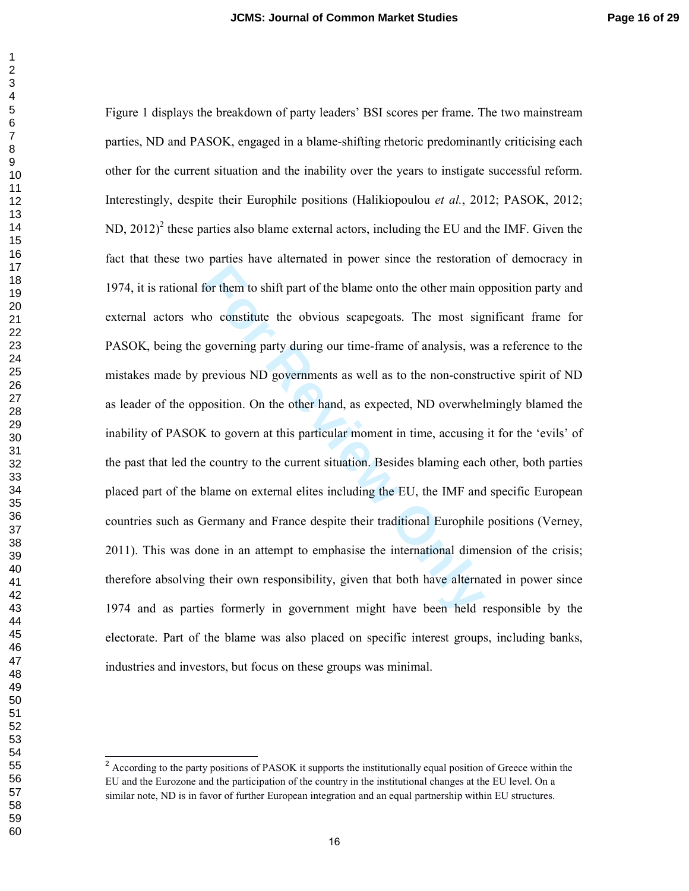Figure 1 displays the breakdown of party leaders' BSI scores per frame. The two mainstream parties, ND and PASOK, engaged in a blame-shifting rhetoric predominantly criticising each other for the current situation and the inability over the years to instigate successful reform. Interestingly, despite their Europhile positions (Halikiopoulou *et al.*, 2012; PASOK, 2012; ND, 2012)[2] these parties also blame external actors, including the EU and the IMF. Given the fact that these two parties have alternated in power since the restoration of democracy in 1974, it is rational for them to shift part of the blame onto the other main opposition party and external actors who constitute the obvious scapegoats. The most significant frame for PASOK, being the governing party during our time-frame of analysis, was a reference to the mistakes made by previous ND governments as well as to the non-constructive spirit of ND as leader of the opposition. On the other hand, as expected, ND overwhelmingly blamed the inability of PASOK to govern at this particular moment in time, accusing it for the 'evils' of the past that led the country to the current situation. Besides blaming each other, both parties placed part of the blame on external elites including the EU, the IMF and specific European countries such as Germany and France despite their traditional Europhile positions (Verney, 2011). This was done in an attempt to emphasise the international dimension of the crisis; therefore absolving their own responsibility, given that both have alternated in power since 1974 and as parties formerly in government might have been held responsible by the electorate. Part of the blame was also placed on specific interest groups, including banks, industries and investors, but focus on these groups was minimal.

[2] According to the party positions of PASOK it supports the institutionally equal position of Greece within the EU and the Eurozone and the participation of the country in the institutional changes at the EU level. On a similar note, ND is in favor of further European integration and an equal partnership within EU structures.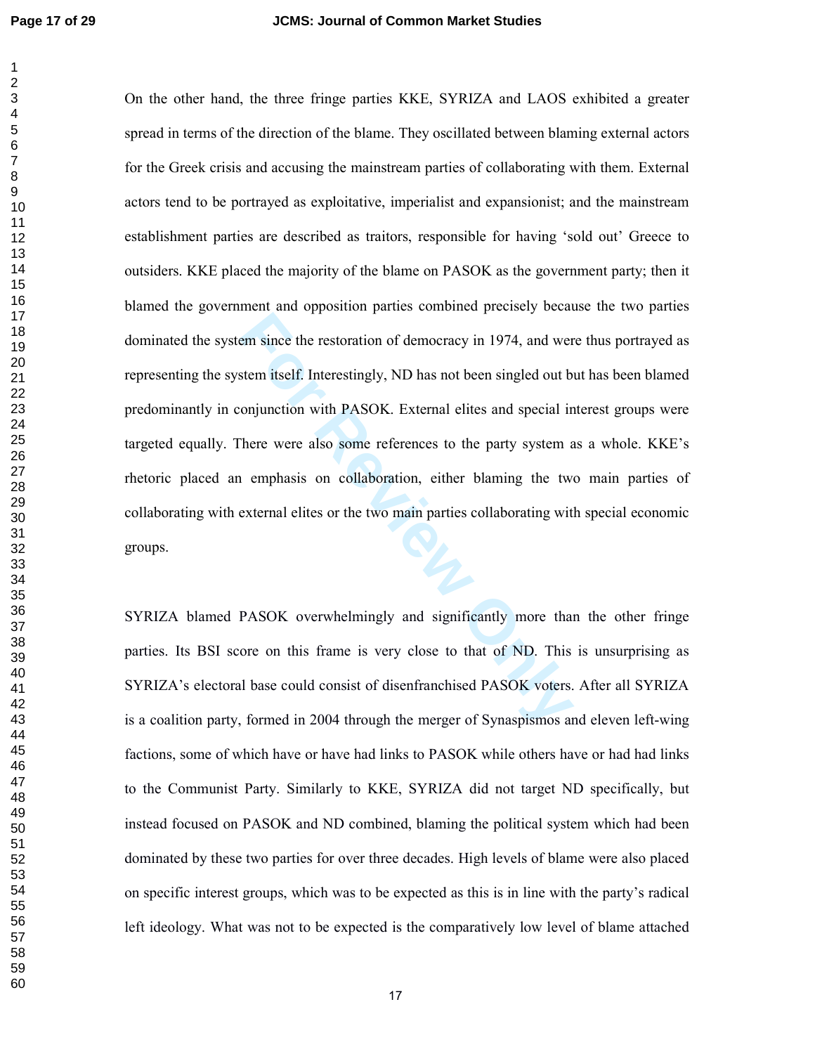On the other hand, the three fringe parties KKE, SYRIZA and LAOS exhibited a greater spread in terms of the direction of the blame. They oscillated between blaming external actors for the Greek crisis and accusing the mainstream parties of collaborating with them. External actors tend to be portrayed as exploitative, imperialist and expansionist; and the mainstream establishment parties are described as traitors, responsible for having 'sold out' Greece to outsiders. KKE placed the majority of the blame on PASOK as the government party; then it blamed the government and opposition parties combined precisely because the two parties dominated the system since the restoration of democracy in 1974, and were thus portrayed as representing the system itself. Interestingly, ND has not been singled out but has been blamed predominantly in conjunction with PASOK. External elites and special interest groups were targeted equally. There were also some references to the party system as a whole. KKE's rhetoric placed an emphasis on collaboration, either blaming the two main parties of collaborating with external elites or the two main parties collaborating with special economic groups.

SYRIZA blamed PASOK overwhelmingly and significantly more than the other fringe parties. Its BSI score on this frame is very close to that of ND. This is unsurprising as SYRIZA's electoral base could consist of disenfranchised PASOK voters. After all SYRIZA is a coalition party, formed in 2004 through the merger of Synaspismos and eleven left-wing factions, some of which have or have had links to PASOK while others have or had had links to the Communist Party. Similarly to KKE, SYRIZA did not target ND specifically, but instead focused on PASOK and ND combined, blaming the political system which had been dominated by these two parties for over three decades. High levels of blame were also placed on specific interest groups, which was to be expected as this is in line with the party's radical left ideology. What was not to be expected is the comparatively low level of blame attached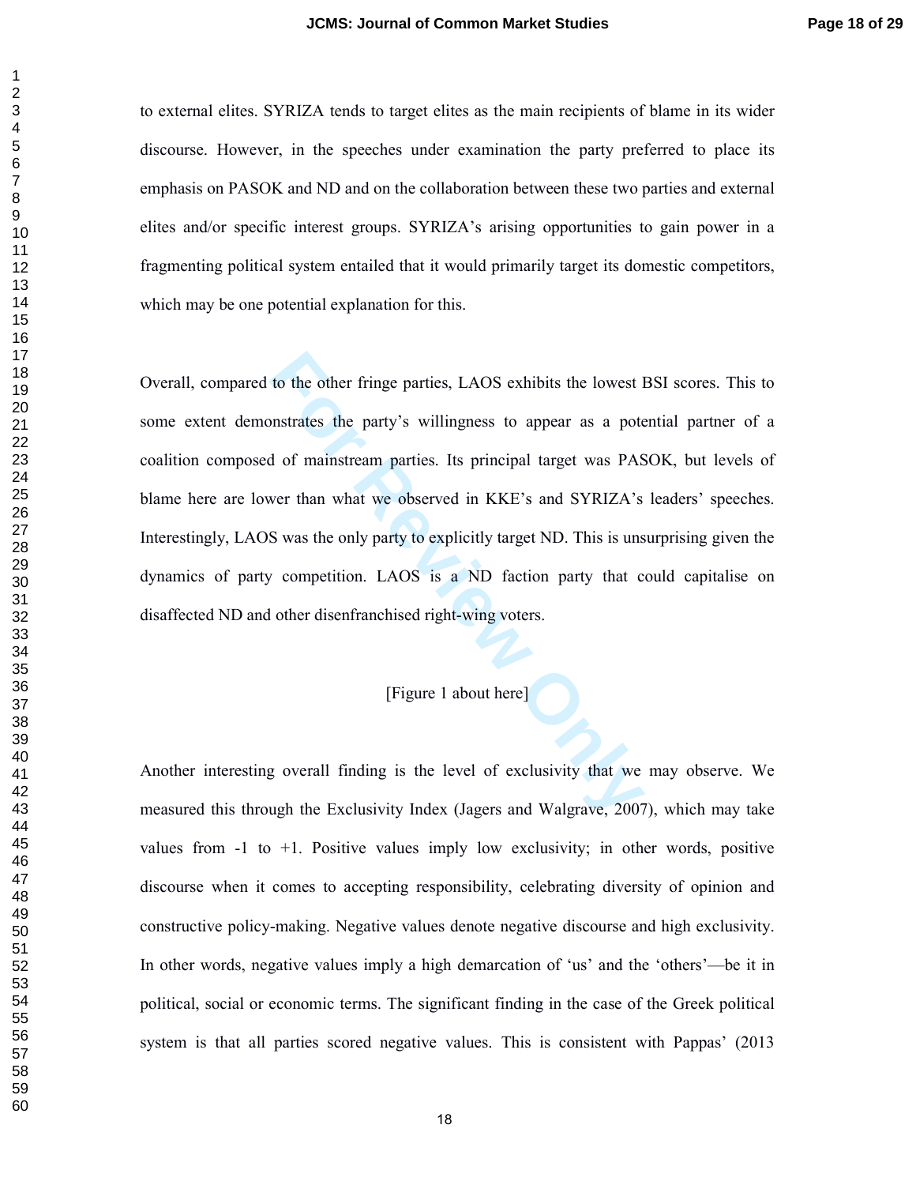to external elites. SYRIZA tends to target elites as the main recipients of blame in its wider discourse. However, in the speeches under examination the party preferred to place its emphasis on PASOK and ND and on the collaboration between these two parties and external elites and/or specific interest groups. SYRIZA's arising opportunities to gain power in a fragmenting political system entailed that it would primarily target its domestic competitors, which may be one potential explanation for this.

Overall, compared to the other fringe parties, LAOS exhibits the lowest BSI scores. This to some extent demonstrates the party's willingness to appear as a potential partner of a coalition composed of mainstream parties. Its principal target was PASOK, but levels of blame here are lower than what we observed in KKE's and SYRIZA's leaders' speeches. Interestingly, LAOS was the only party to explicitly target ND. This is unsurprising given the dynamics of party competition. LAOS is a ND faction party that could capitalise on disaffected ND and other disenfranchised right-wing voters.

[Figure 1 about here]

Another interesting overall finding is the level of exclusivity that we may observe. We measured this through the Exclusivity Index (Jagers and Walgrave, 2007), which may take values from -1 to +1. Positive values imply low exclusivity; in other words, positive discourse when it comes to accepting responsibility, celebrating diversity of opinion and constructive policy-making. Negative values denote negative discourse and high exclusivity. In other words, negative values imply a high demarcation of 'us' and the 'others'—be it in political, social or economic terms. The significant finding in the case of the Greek political system is that all parties scored negative values. This is consistent with Pappas' (2013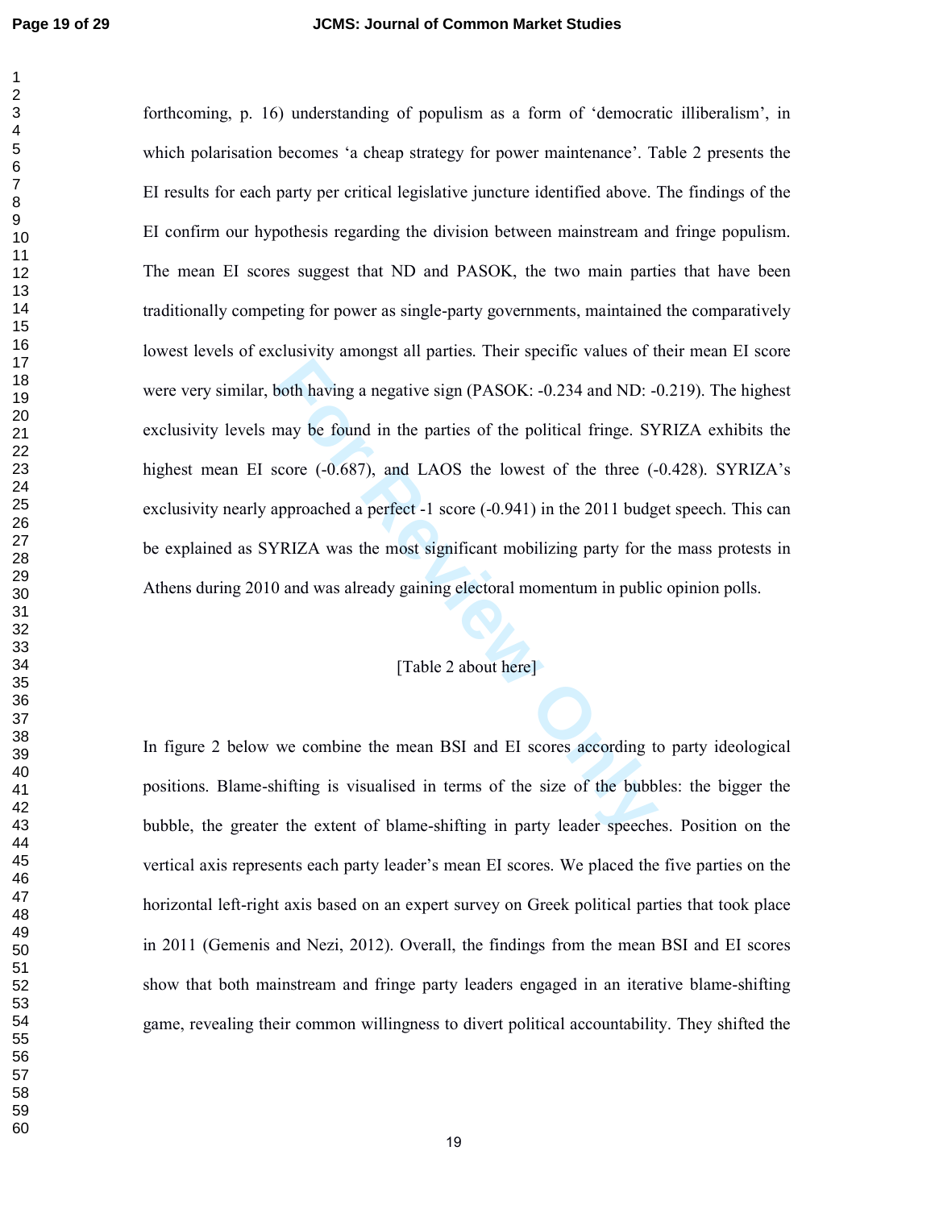forthcoming, p. 16) understanding of populism as a form of 'democratic illiberalism', in which polarisation becomes 'a cheap strategy for power maintenance'. Table 2 presents the EI results for each party per critical legislative juncture identified above. The findings of the EI confirm our hypothesis regarding the division between mainstream and fringe populism. The mean EI scores suggest that ND and PASOK, the two main parties that have been traditionally competing for power as single-party governments, maintained the comparatively lowest levels of exclusivity amongst all parties. Their specific values of their mean EI score were very similar, both having a negative sign (PASOK: -0.234 and ND: -0.219). The highest exclusivity levels may be found in the parties of the political fringe. SYRIZA exhibits the highest mean EI score (-0.687), and LAOS the lowest of the three (-0.428). SYRIZA's exclusivity nearly approached a perfect -1 score (-0.941) in the 2011 budget speech. This can be explained as SYRIZA was the most significant mobilizing party for the mass protests in Athens during 2010 and was already gaining electoral momentum in public opinion polls.

[Table 2 about here]

In figure 2 below we combine the mean BSI and EI scores according to party ideological positions. Blame-shifting is visualised in terms of the size of the bubbles: the bigger the bubble, the greater the extent of blame-shifting in party leader speeches. Position on the vertical axis represents each party leader's mean EI scores. We placed the five parties on the horizontal left-right axis based on an expert survey on Greek political parties that took place in 2011 (Gemenis and Nezi, 2012). Overall, the findings from the mean BSI and EI scores show that both mainstream and fringe party leaders engaged in an iterative blame-shifting game, revealing their common willingness to divert political accountability. They shifted the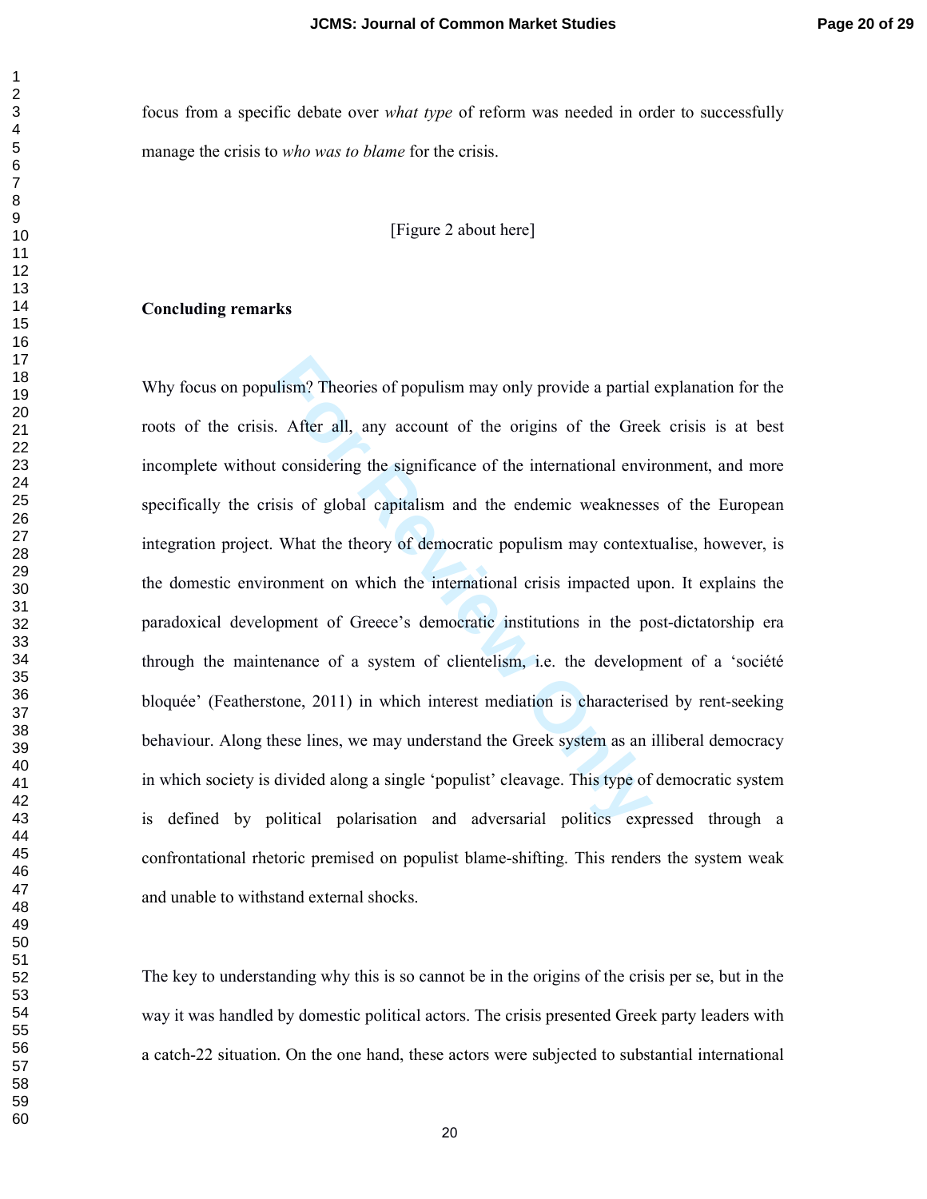focus from a specific debate over *what type* of reform was needed in order to successfully manage the crisis to *who was to blame* for the crisis.

[Figure 2 about here]

**Concluding remarks**

Why focus on populism? Theories of populism may only provide a partial explanation for the roots of the crisis. After all, any account of the origins of the Greek crisis is at best incomplete without considering the significance of the international environment, and more specifically the crisis of global capitalism and the endemic weaknesses of the European integration project. What the theory of democratic populism may contextualise, however, is the domestic environment on which the international crisis impacted upon. It explains the paradoxical development of Greece's democratic institutions in the post-dictatorship era through the maintenance of a system of clientelism, i.e. the development of a 'société bloquée' (Featherstone, 2011) in which interest mediation is characterised by rent-seeking behaviour. Along these lines, we may understand the Greek system as an illiberal democracy in which society is divided along a single 'populist' cleavage. This type of democratic system is defined by political polarisation and adversarial politics expressed through a confrontational rhetoric premised on populist blame-shifting. This renders the system weak and unable to withstand external shocks.

The key to understanding why this is so cannot be in the origins of the crisis per se, but in the way it was handled by domestic political actors. The crisis presented Greek party leaders with a catch-22 situation. On the one hand, these actors were subjected to substantial international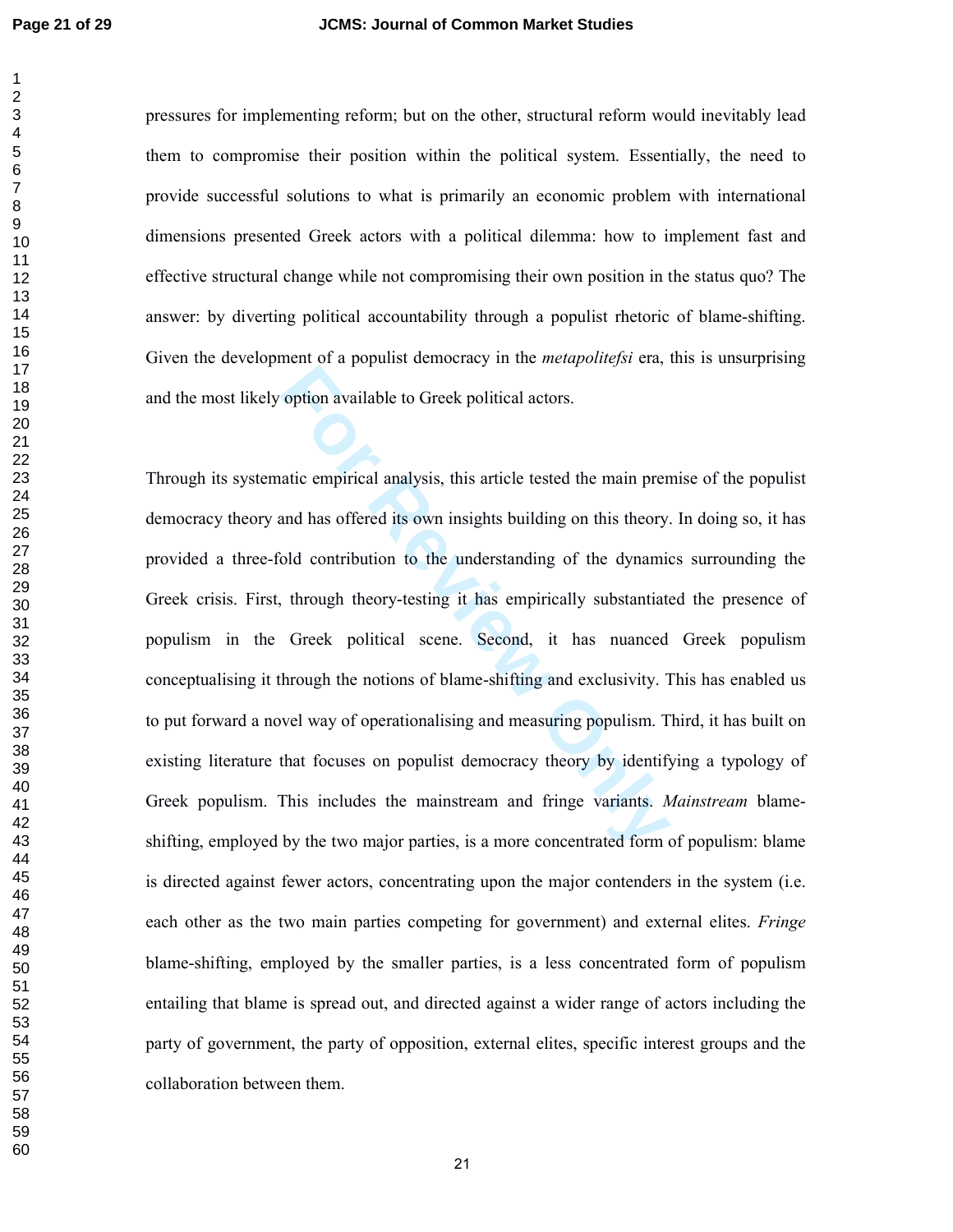pressures for implementing reform; but on the other, structural reform would inevitably lead them to compromise their position within the political system. Essentially, the need to provide successful solutions to what is primarily an economic problem with international dimensions presented Greek actors with a political dilemma: how to implement fast and effective structural change while not compromising their own position in the status quo? The answer: by diverting political accountability through a populist rhetoric of blame-shifting. Given the development of a populist democracy in the *metapolitefsi* era, this is unsurprising and the most likely option available to Greek political actors.

Through its systematic empirical analysis, this article tested the main premise of the populist democracy theory and has offered its own insights building on this theory. In doing so, it has provided a three-fold contribution to the understanding of the dynamics surrounding the Greek crisis. First, through theory-testing it has empirically substantiated the presence of populism in the Greek political scene. Second, it has nuanced Greek populism conceptualising it through the notions of blame-shifting and exclusivity. This has enabled us to put forward a novel way of operationalising and measuring populism. Third, it has built on existing literature that focuses on populist democracy theory by identifying a typology of Greek populism. This includes the mainstream and fringe variants. *Mainstream* blame-shifting, employed by the two major parties, is a more concentrated form of populism: blame is directed against fewer actors, concentrating upon the major contenders in the system (i.e. each other as the two main parties competing for government) and external elites. *Fringe* blame-shifting, employed by the smaller parties, is a less concentrated form of populism entailing that blame is spread out, and directed against a wider range of actors including the party of government, the party of opposition, external elites, specific interest groups and the collaboration between them.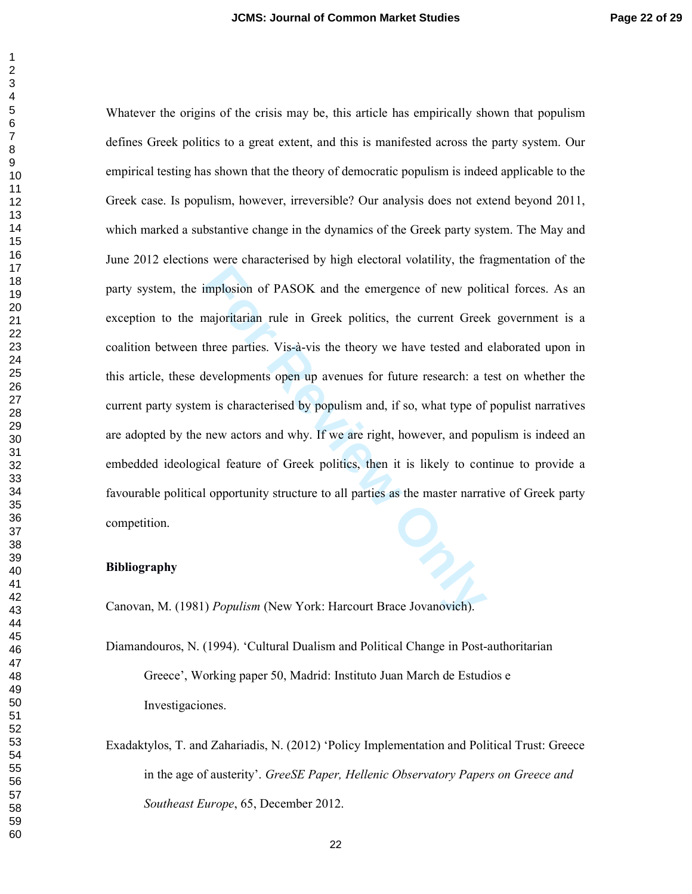Whatever the origins of the crisis may be, this article has empirically shown that populism defines Greek politics to a great extent, and this is manifested across the party system. Our empirical testing has shown that the theory of democratic populism is indeed applicable to the Greek case. Is populism, however, irreversible? Our analysis does not extend beyond 2011, which marked a substantive change in the dynamics of the Greek party system. The May and June 2012 elections were characterised by high electoral volatility, the fragmentation of the party system, the implosion of PASOK and the emergence of new political forces. As an exception to the majoritarian rule in Greek politics, the current Greek government is a coalition between three parties. Vis-à-vis the theory we have tested and elaborated upon in this article, these developments open up avenues for future research: a test on whether the current party system is characterised by populism and, if so, what type of populist narratives are adopted by the new actors and why. If we are right, however, and populism is indeed an embedded ideological feature of Greek politics, then it is likely to continue to provide a favourable political opportunity structure to all parties as the master narrative of Greek party competition.

**Bibliography**

Canovan, M. (1981) *Populism* (New York: Harcourt Brace Jovanovich).

Diamandouros, N. (1994). 'Cultural Dualism and Political Change in Post-authoritarian Greece', Working paper 50, Madrid: Instituto Juan March de Estudios e Investigaciones.

Exadaktylos, T. and Zahariadis, N. (2012) 'Policy Implementation and Political Trust: Greece in the age of austerity'. *GreeSE Paper, Hellenic Observatory Papers on Greece and Southeast Europe*, 65, December 2012.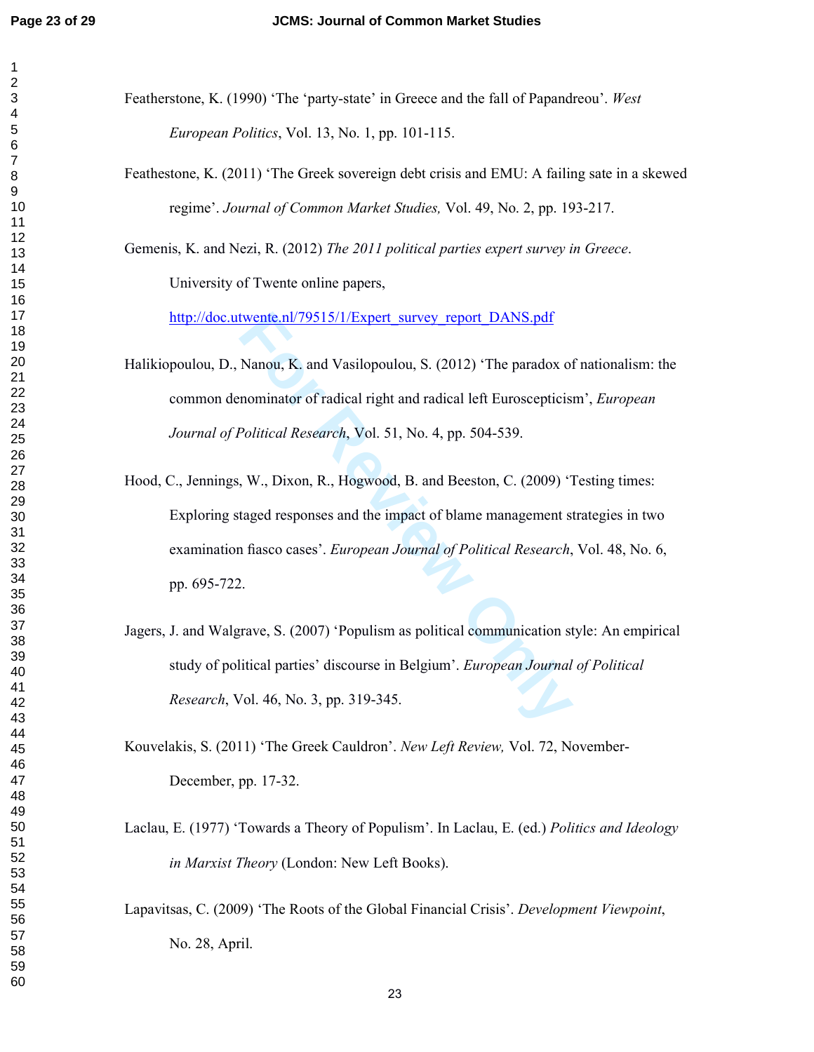Featherstone, K. (1990) 'The 'party-state' in Greece and the fall of Papandreou'. *West European Politics*, Vol. 13, No. 1, pp. 101-115.

Feathestone, K. (2011) 'The Greek sovereign debt crisis and EMU: A failing sate in a skewed regime'. *Journal of Common Market Studies,* Vol. 49, No. 2, pp. 193-217.

Gemenis, K. and Nezi, R. (2012) *The 2011 political parties expert survey in Greece*. University of Twente online papers, http://doc.utwente.nl/79515/1/Expert_survey_report_DANS.pdf

Halikiopoulou, D., Nanou, K. and Vasilopoulou, S. (2012) 'The paradox of nationalism: the common denominator of radical right and radical left Euroscepticism', *European Journal of Political Research*, Vol. 51, No. 4, pp. 504-539.

Hood, C., Jennings, W., Dixon, R., Hogwood, B. and Beeston, C. (2009) 'Testing times: Exploring staged responses and the impact of blame management strategies in two examination fiasco cases'. *European Journal of Political Research*, Vol. 48, No. 6, pp. 695-722.

Jagers, J. and Walgrave, S. (2007) 'Populism as political communication style: An empirical study of political parties' discourse in Belgium'. *European Journal of Political Research*, Vol. 46, No. 3, pp. 319-345.

Kouvelakis, S. (2011) 'The Greek Cauldron'. *New Left Review,* Vol. 72, November-December, pp. 17-32.

Laclau, E. (1977) 'Towards a Theory of Populism'. In Laclau, E. (ed.) *Politics and Ideology in Marxist Theory* (London: New Left Books).

Lapavitsas, C. (2009) 'The Roots of the Global Financial Crisis'. *Development Viewpoint*, No. 28, April.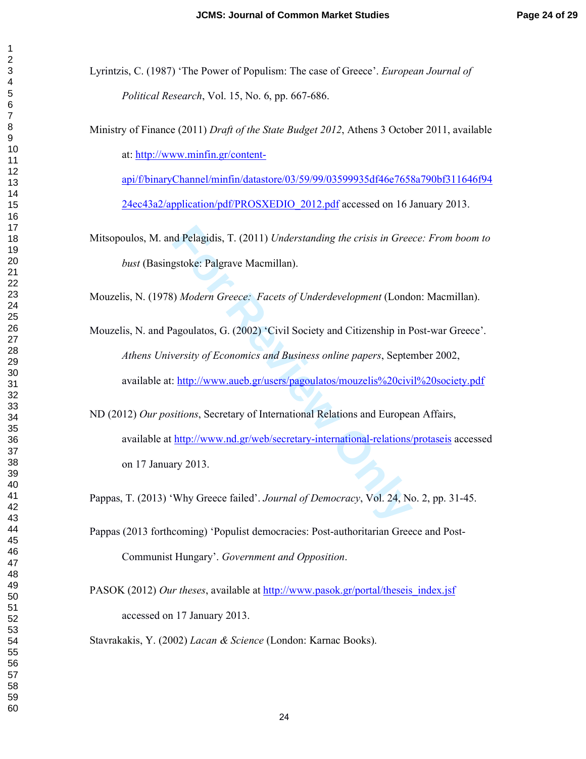Lyrintzis, C. (1987) 'The Power of Populism: The case of Greece'. *European Journal of Political Research*, Vol. 15, No. 6, pp. 667-686.

Ministry of Finance (2011) *Draft of the State Budget 2012*, Athens 3 October 2011, available at: http://www.minfin.gr/content-api/f/binaryChannel/minfin/datastore/03/59/99/03599935df46e7658a790bf311646f9424ec43a2/application/pdf/PROSXEDIO_2012.pdf accessed on 16 January 2013.

Mitsopoulos, M. and Pelagidis, T. (2011) *Understanding the crisis in Greece: From boom to bust* (Basingstoke: Palgrave Macmillan).

Mouzelis, N. (1978) *Modern Greece: Facets of Underdevelopment* (London: Macmillan).

Mouzelis, N. and Pagoulatos, G. (2002) 'Civil Society and Citizenship in Post-war Greece'. *Athens University of Economics and Business online papers*, September 2002, available at: http://www.aueb.gr/users/pagoulatos/mouzelis%20civil%20society.pdf

ND (2012) *Our positions*, Secretary of International Relations and European Affairs, available at http://www.nd.gr/web/secretary-international-relations/protaseis accessed on 17 January 2013.

Pappas, T. (2013) 'Why Greece failed'. *Journal of Democracy*, Vol. 24, No. 2, pp. 31-45.

Pappas (2013 forthcoming) 'Populist democracies: Post-authoritarian Greece and Post-Communist Hungary'. *Government and Opposition*.

PASOK (2012) *Our theses*, available at http://www.pasok.gr/portal/theseis_index.jsf accessed on 17 January 2013.

Stavrakakis, Y. (2002) *Lacan & Science* (London: Karnac Books).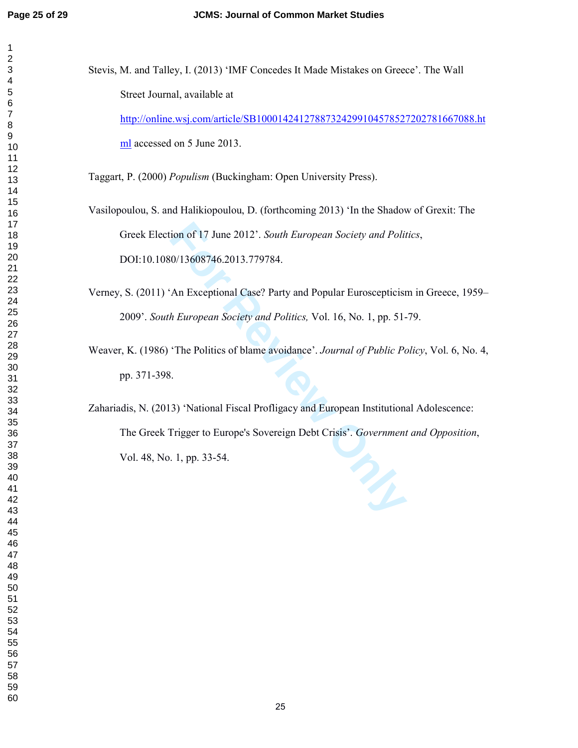Stevis, M. and Talley, I. (2013) 'IMF Concedes It Made Mistakes on Greece'. The Wall Street Journal, available at http://online.wsj.com/article/SB10001424127887324299104578527202781667088.html accessed on 5 June 2013.

Taggart, P. (2000) *Populism* (Buckingham: Open University Press).

Vasilopoulou, S. and Halikiopoulou, D. (forthcoming 2013) 'In the Shadow of Grexit: The Greek Election of 17 June 2012'. *South European Society and Politics*, DOI:10.1080/13608746.2013.779784.

Verney, S. (2011) 'An Exceptional Case? Party and Popular Euroscepticism in Greece, 1959–2009'. *South European Society and Politics,* Vol. 16, No. 1, pp. 51-79.

Weaver, K. (1986) 'The Politics of blame avoidance'. *Journal of Public Policy*, Vol. 6, No. 4, pp. 371-398.

Zahariadis, N. (2013) 'National Fiscal Profligacy and European Institutional Adolescence: The Greek Trigger to Europe's Sovereign Debt Crisis'. *Government and Opposition*, Vol. 48, No. 1, pp. 33-54.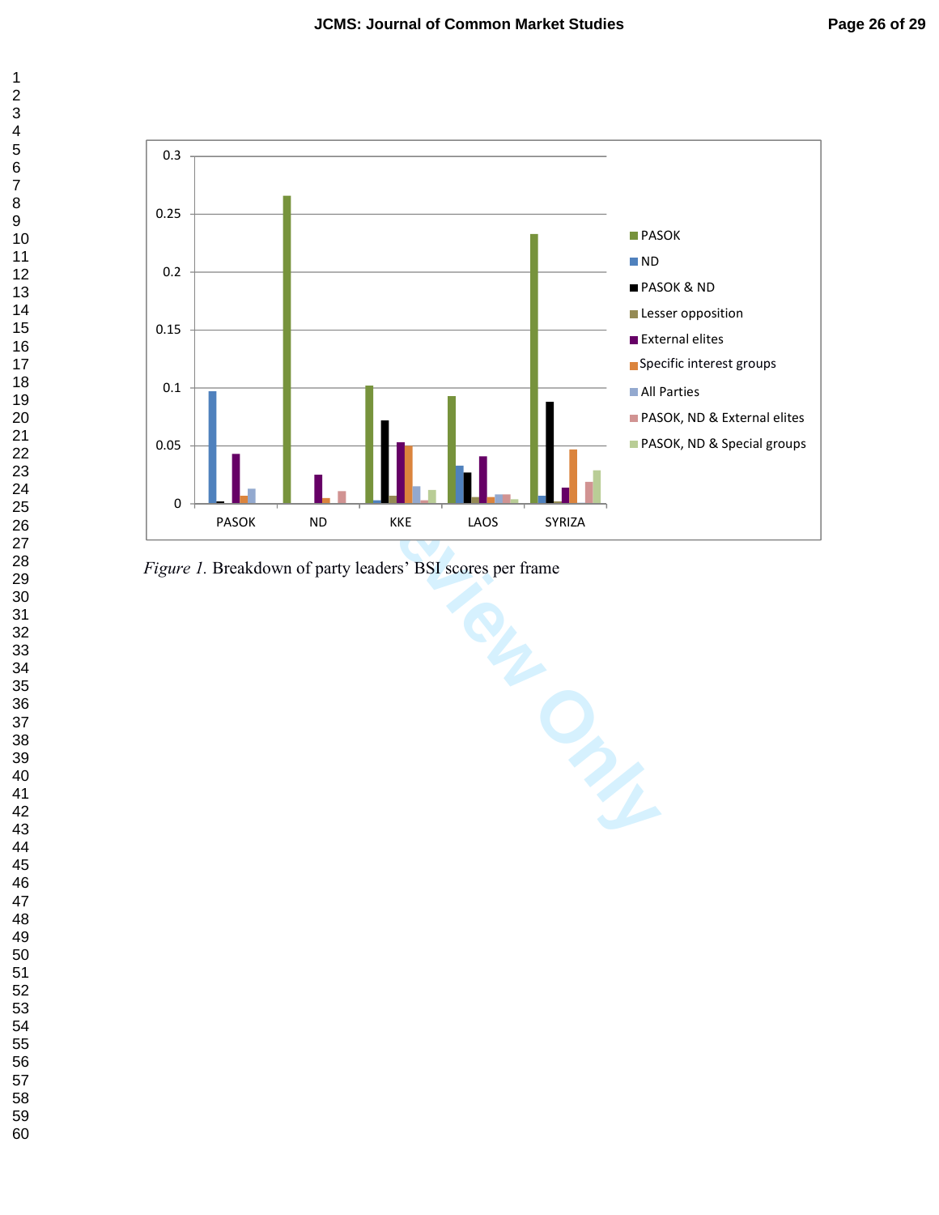0.3
0.25
0.2
0.15
0.1
0.05
0

PASOK
ND
KKE
LAOS
SYRIZA

PASOK
ND
PASOK & ND
Lesser opposition
External elites
Specific interest groups
All Parties
PASOK, ND & External elites
PASOK, ND & Special groups

*Figure 1.* Breakdown of party leaders' BSI scores per frame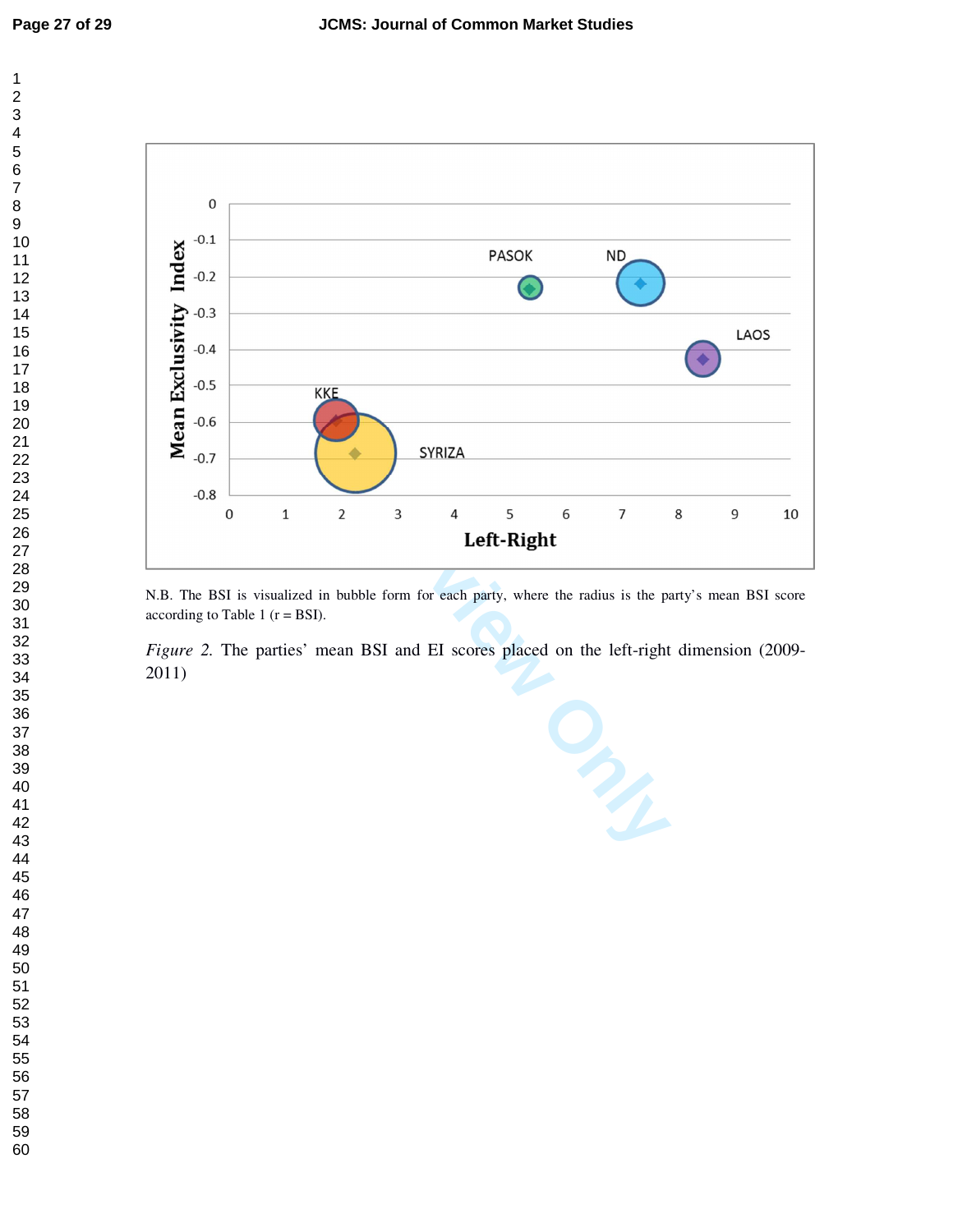0
-0.1
-0.2
-0.3
-0.4
-0.5
-0.6
-0.7
-0.8

Mean Exclusivity Index

PASOK
ND
LAOS
KKE
SYRIZA

0 1 2 3 4 5 6 7 8 9 10

Left-Right

N.B. The BSI is visualized in bubble form for each party, where the radius is the party's mean BSI score according to Table 1 (r = BSI).

*Figure 2.* The parties' mean BSI and EI scores placed on the left-right dimension (2009-2011)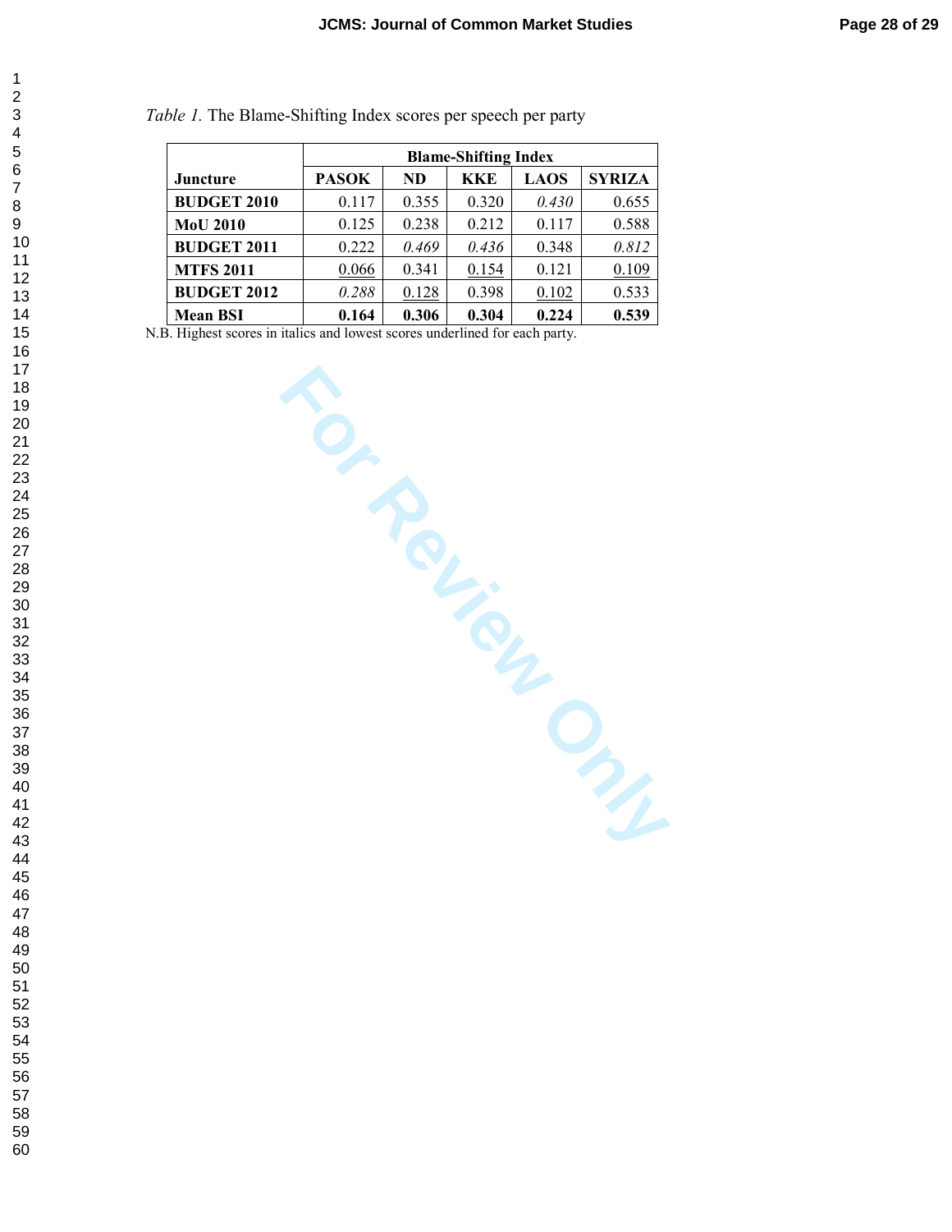*Table 1.* The Blame-Shifting Index scores per speech per party

| | Blame-Shifting Index | | | | |
|---|---|---|---|---|---|
| **Juncture** | **PASOK** | **ND** | **KKE** | **LAOS** | **SYRIZA** |
| **BUDGET 2010** | 0.117 | 0.355 | 0.320 | *0.430* | 0.655 |
| **MoU 2010** | 0.125 | 0.238 | 0.212 | 0.117 | 0.588 |
| **BUDGET 2011** | 0.222 | *0.469* | *0.436* | 0.348 | *0.812* |
| **MTFS 2011** | <u>0.066</u> | 0.341 | <u>0.154</u> | 0.121 | <u>0.109</u> |
| **BUDGET 2012** | *0.288* | <u>0.128</u> | 0.398 | <u>0.102</u> | 0.533 |
| **Mean BSI** | **0.164** | **0.306** | **0.304** | **0.224** | **0.539** |

N.B. Highest scores in italics and lowest scores underlined for each party.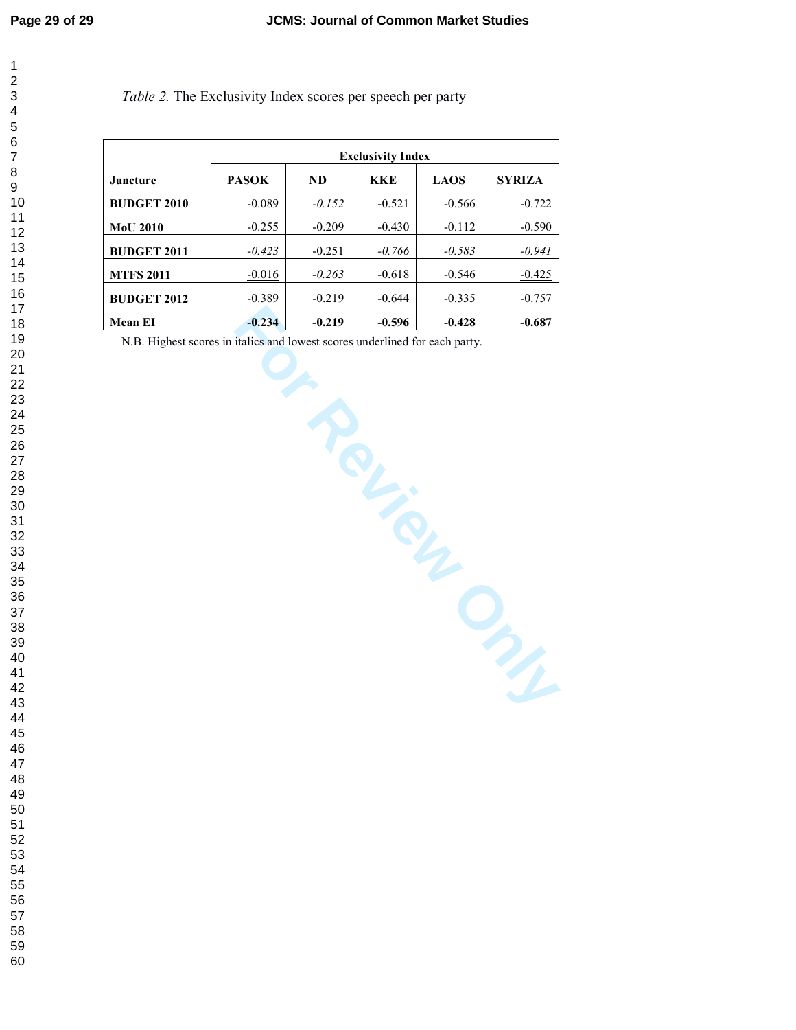*Table 2.* The Exclusivity Index scores per speech per party

| | Exclusivity Index | | | | |
|---|---|---|---|---|---|
| **Juncture** | **PASOK** | **ND** | **KKE** | **LAOS** | **SYRIZA** |
| **BUDGET 2010** | -0.089 | *-0.152* | -0.521 | -0.566 | -0.722 |
| **MoU 2010** | -0.255 | <u>-0.209</u> | <u>-0.430</u> | <u>-0.112</u> | -0.590 |
| **BUDGET 2011** | *-0.423* | -0.251 | *-0.766* | *-0.583* | *-0.941* |
| **MTFS 2011** | <u>-0.016</u> | *-0.263* | -0.618 | -0.546 | <u>-0.425</u> |
| **BUDGET 2012** | -0.389 | -0.219 | -0.644 | -0.335 | -0.757 |
| **Mean EI** | **-0.234** | **-0.219** | **-0.596** | **-0.428** | **-0.687** |

N.B. Highest scores in italics and lowest scores underlined for each party.